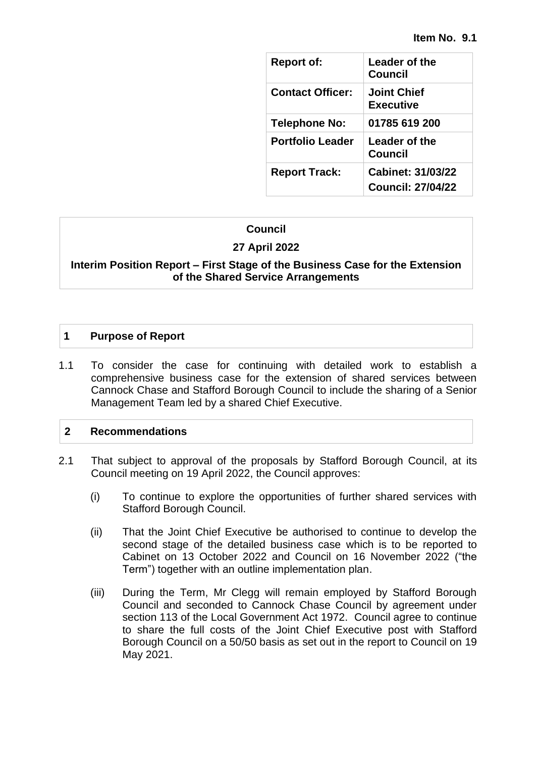**Item No. 9.1**

| Report of: | Leader of the Council |
|---|---|
| Contact Officer: | Joint Chief Executive |
| Telephone No: | 01785 619 200 |
| Portfolio Leader | Leader of the Council |
| Report Track: | Cabinet: 31/03/22<br>Council: 27/04/22 |

**Council**

**27 April 2022**

**Interim Position Report – First Stage of the Business Case for the Extension of the Shared Service Arrangements**

## 1 Purpose of Report

1.1 To consider the case for continuing with detailed work to establish a comprehensive business case for the extension of shared services between Cannock Chase and Stafford Borough Council to include the sharing of a Senior Management Team led by a shared Chief Executive.

## 2 Recommendations

2.1 That subject to approval of the proposals by Stafford Borough Council, at its Council meeting on 19 April 2022, the Council approves:

(i) To continue to explore the opportunities of further shared services with Stafford Borough Council.

(ii) That the Joint Chief Executive be authorised to continue to develop the second stage of the detailed business case which is to be reported to Cabinet on 13 October 2022 and Council on 16 November 2022 ("the Term") together with an outline implementation plan.

(iii) During the Term, Mr Clegg will remain employed by Stafford Borough Council and seconded to Cannock Chase Council by agreement under section 113 of the Local Government Act 1972. Council agree to continue to share the full costs of the Joint Chief Executive post with Stafford Borough Council on a 50/50 basis as set out in the report to Council on 19 May 2021.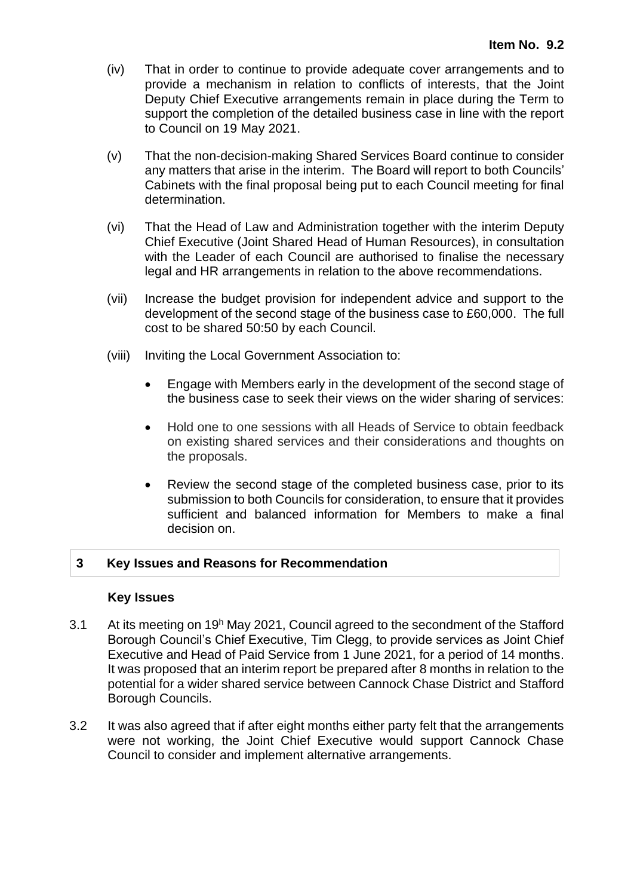(iv) That in order to continue to provide adequate cover arrangements and to provide a mechanism in relation to conflicts of interests, that the Joint Deputy Chief Executive arrangements remain in place during the Term to support the completion of the detailed business case in line with the report to Council on 19 May 2021.

(v) That the non-decision-making Shared Services Board continue to consider any matters that arise in the interim. The Board will report to both Councils' Cabinets with the final proposal being put to each Council meeting for final determination.

(vi) That the Head of Law and Administration together with the interim Deputy Chief Executive (Joint Shared Head of Human Resources), in consultation with the Leader of each Council are authorised to finalise the necessary legal and HR arrangements in relation to the above recommendations.

(vii) Increase the budget provision for independent advice and support to the development of the second stage of the business case to £60,000. The full cost to be shared 50:50 by each Council.

(viii) Inviting the Local Government Association to:

- Engage with Members early in the development of the second stage of the business case to seek their views on the wider sharing of services:
- Hold one to one sessions with all Heads of Service to obtain feedback on existing shared services and their considerations and thoughts on the proposals.
- Review the second stage of the completed business case, prior to its submission to both Councils for consideration, to ensure that it provides sufficient and balanced information for Members to make a final decision on.

## 3 Key Issues and Reasons for Recommendation

### Key Issues

3.1 At its meeting on 19[h] May 2021, Council agreed to the secondment of the Stafford Borough Council's Chief Executive, Tim Clegg, to provide services as Joint Chief Executive and Head of Paid Service from 1 June 2021, for a period of 14 months. It was proposed that an interim report be prepared after 8 months in relation to the potential for a wider shared service between Cannock Chase District and Stafford Borough Councils.

3.2 It was also agreed that if after eight months either party felt that the arrangements were not working, the Joint Chief Executive would support Cannock Chase Council to consider and implement alternative arrangements.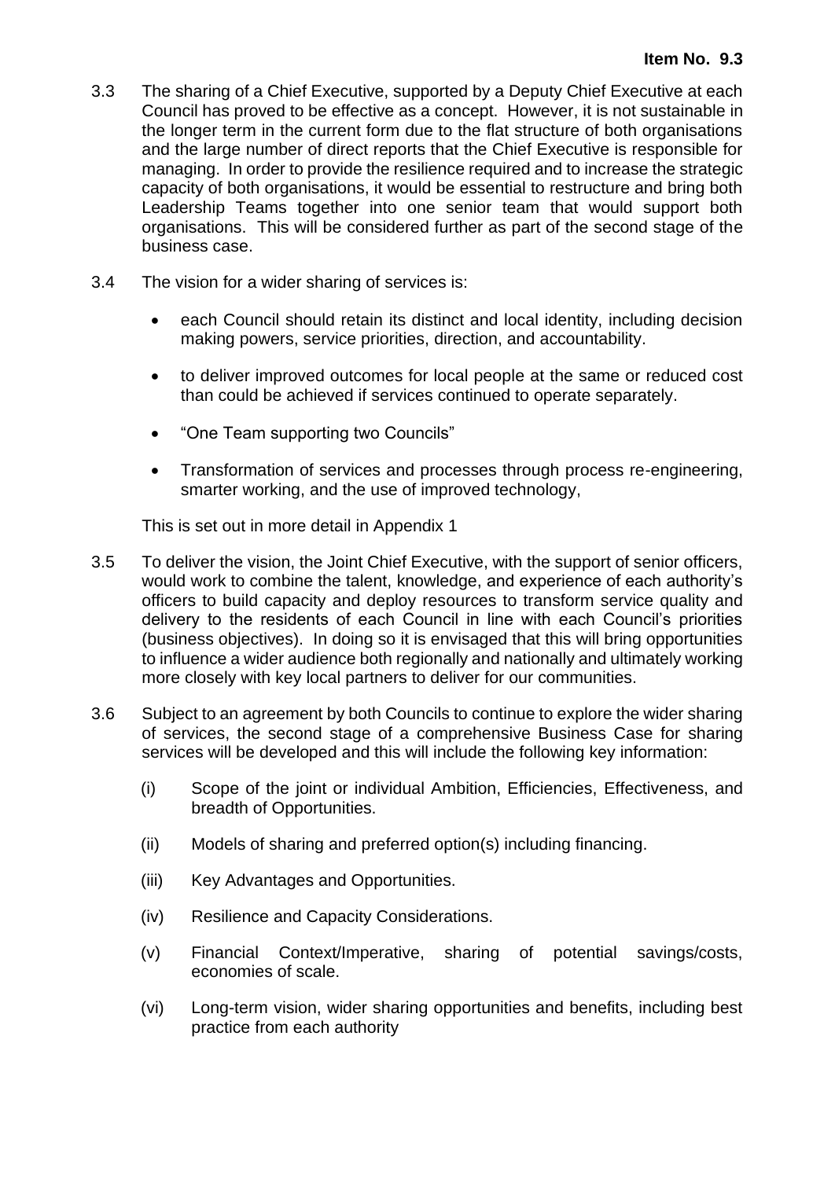**Item No. 9.3**

3.3 The sharing of a Chief Executive, supported by a Deputy Chief Executive at each Council has proved to be effective as a concept. However, it is not sustainable in the longer term in the current form due to the flat structure of both organisations and the large number of direct reports that the Chief Executive is responsible for managing. In order to provide the resilience required and to increase the strategic capacity of both organisations, it would be essential to restructure and bring both Leadership Teams together into one senior team that would support both organisations. This will be considered further as part of the second stage of the business case.

3.4 The vision for a wider sharing of services is:

- each Council should retain its distinct and local identity, including decision making powers, service priorities, direction, and accountability.
- to deliver improved outcomes for local people at the same or reduced cost than could be achieved if services continued to operate separately.
- "One Team supporting two Councils"
- Transformation of services and processes through process re-engineering, smarter working, and the use of improved technology,

This is set out in more detail in Appendix 1

3.5 To deliver the vision, the Joint Chief Executive, with the support of senior officers, would work to combine the talent, knowledge, and experience of each authority's officers to build capacity and deploy resources to transform service quality and delivery to the residents of each Council in line with each Council's priorities (business objectives). In doing so it is envisaged that this will bring opportunities to influence a wider audience both regionally and nationally and ultimately working more closely with key local partners to deliver for our communities.

3.6 Subject to an agreement by both Councils to continue to explore the wider sharing of services, the second stage of a comprehensive Business Case for sharing services will be developed and this will include the following key information:

(i) Scope of the joint or individual Ambition, Efficiencies, Effectiveness, and breadth of Opportunities.

(ii) Models of sharing and preferred option(s) including financing.

(iii) Key Advantages and Opportunities.

(iv) Resilience and Capacity Considerations.

(v) Financial Context/Imperative, sharing of potential savings/costs, economies of scale.

(vi) Long-term vision, wider sharing opportunities and benefits, including best practice from each authority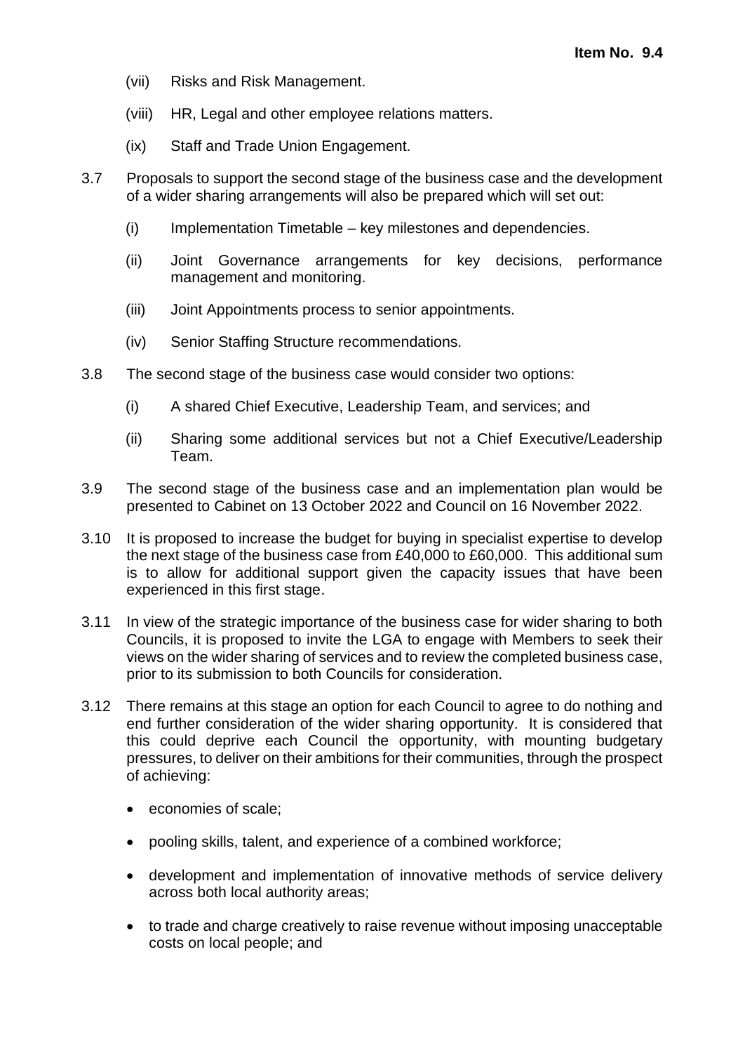(vii) Risks and Risk Management.

(viii) HR, Legal and other employee relations matters.

(ix) Staff and Trade Union Engagement.

3.7 Proposals to support the second stage of the business case and the development of a wider sharing arrangements will also be prepared which will set out:

(i) Implementation Timetable – key milestones and dependencies.

(ii) Joint Governance arrangements for key decisions, performance management and monitoring.

(iii) Joint Appointments process to senior appointments.

(iv) Senior Staffing Structure recommendations.

3.8 The second stage of the business case would consider two options:

(i) A shared Chief Executive, Leadership Team, and services; and

(ii) Sharing some additional services but not a Chief Executive/Leadership Team.

3.9 The second stage of the business case and an implementation plan would be presented to Cabinet on 13 October 2022 and Council on 16 November 2022.

3.10 It is proposed to increase the budget for buying in specialist expertise to develop the next stage of the business case from £40,000 to £60,000. This additional sum is to allow for additional support given the capacity issues that have been experienced in this first stage.

3.11 In view of the strategic importance of the business case for wider sharing to both Councils, it is proposed to invite the LGA to engage with Members to seek their views on the wider sharing of services and to review the completed business case, prior to its submission to both Councils for consideration.

3.12 There remains at this stage an option for each Council to agree to do nothing and end further consideration of the wider sharing opportunity. It is considered that this could deprive each Council the opportunity, with mounting budgetary pressures, to deliver on their ambitions for their communities, through the prospect of achieving:

- economies of scale;
- pooling skills, talent, and experience of a combined workforce;
- development and implementation of innovative methods of service delivery across both local authority areas;
- to trade and charge creatively to raise revenue without imposing unacceptable costs on local people; and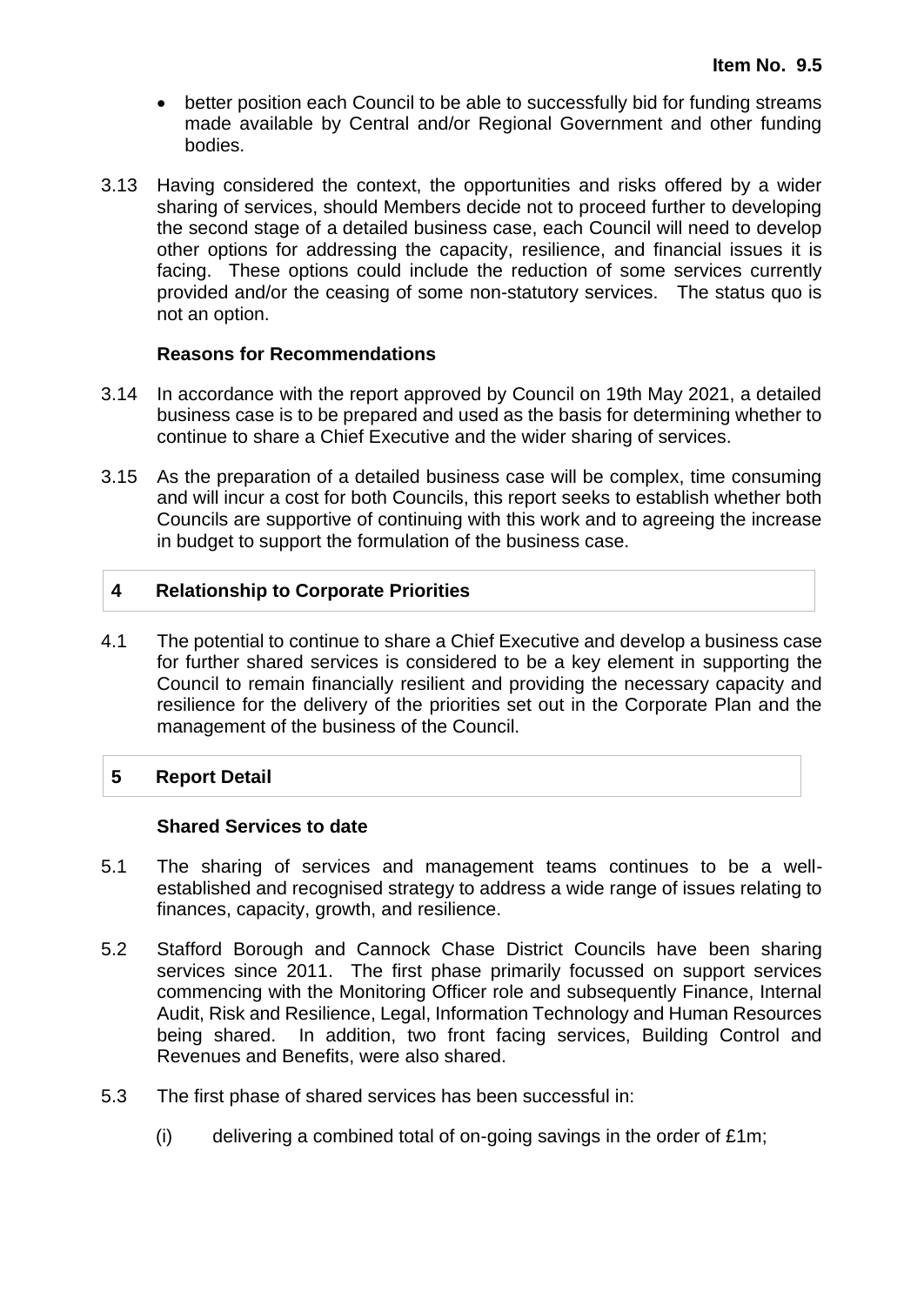- better position each Council to be able to successfully bid for funding streams made available by Central and/or Regional Government and other funding bodies.

3.13 Having considered the context, the opportunities and risks offered by a wider sharing of services, should Members decide not to proceed further to developing the second stage of a detailed business case, each Council will need to develop other options for addressing the capacity, resilience, and financial issues it is facing. These options could include the reduction of some services currently provided and/or the ceasing of some non-statutory services. The status quo is not an option.

**Reasons for Recommendations**

3.14 In accordance with the report approved by Council on 19th May 2021, a detailed business case is to be prepared and used as the basis for determining whether to continue to share a Chief Executive and the wider sharing of services.

3.15 As the preparation of a detailed business case will be complex, time consuming and will incur a cost for both Councils, this report seeks to establish whether both Councils are supportive of continuing with this work and to agreeing the increase in budget to support the formulation of the business case.

## 4 Relationship to Corporate Priorities

4.1 The potential to continue to share a Chief Executive and develop a business case for further shared services is considered to be a key element in supporting the Council to remain financially resilient and providing the necessary capacity and resilience for the delivery of the priorities set out in the Corporate Plan and the management of the business of the Council.

## 5 Report Detail

**Shared Services to date**

5.1 The sharing of services and management teams continues to be a well-established and recognised strategy to address a wide range of issues relating to finances, capacity, growth, and resilience.

5.2 Stafford Borough and Cannock Chase District Councils have been sharing services since 2011. The first phase primarily focussed on support services commencing with the Monitoring Officer role and subsequently Finance, Internal Audit, Risk and Resilience, Legal, Information Technology and Human Resources being shared. In addition, two front facing services, Building Control and Revenues and Benefits, were also shared.

5.3 The first phase of shared services has been successful in:

(i) delivering a combined total of on-going savings in the order of £1m;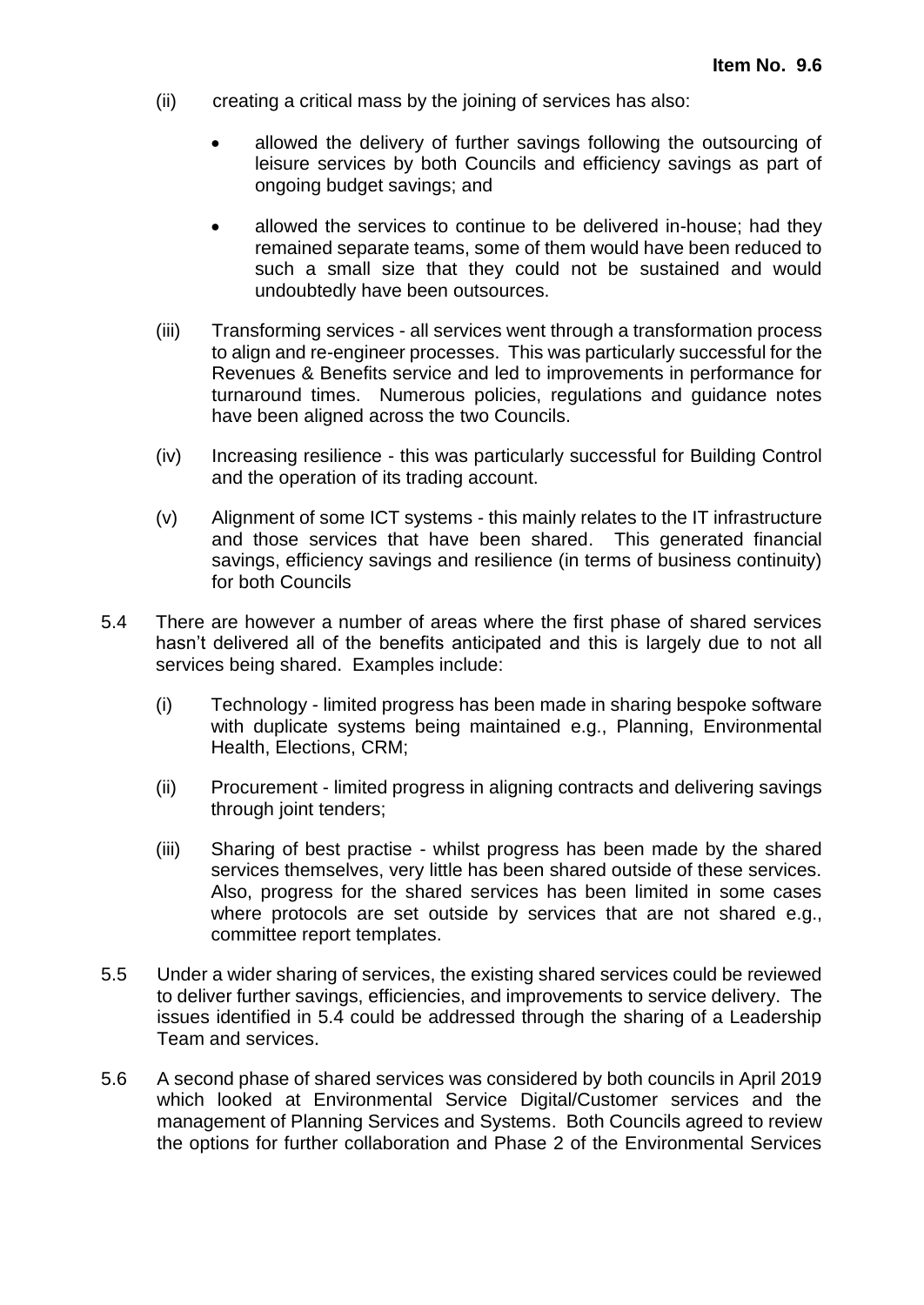(ii) creating a critical mass by the joining of services has also:

- allowed the delivery of further savings following the outsourcing of leisure services by both Councils and efficiency savings as part of ongoing budget savings; and
- allowed the services to continue to be delivered in-house; had they remained separate teams, some of them would have been reduced to such a small size that they could not be sustained and would undoubtedly have been outsources.

(iii) Transforming services - all services went through a transformation process to align and re-engineer processes. This was particularly successful for the Revenues & Benefits service and led to improvements in performance for turnaround times. Numerous policies, regulations and guidance notes have been aligned across the two Councils.

(iv) Increasing resilience - this was particularly successful for Building Control and the operation of its trading account.

(v) Alignment of some ICT systems - this mainly relates to the IT infrastructure and those services that have been shared. This generated financial savings, efficiency savings and resilience (in terms of business continuity) for both Councils

5.4 There are however a number of areas where the first phase of shared services hasn't delivered all of the benefits anticipated and this is largely due to not all services being shared. Examples include:

(i) Technology - limited progress has been made in sharing bespoke software with duplicate systems being maintained e.g., Planning, Environmental Health, Elections, CRM;

(ii) Procurement - limited progress in aligning contracts and delivering savings through joint tenders;

(iii) Sharing of best practise - whilst progress has been made by the shared services themselves, very little has been shared outside of these services. Also, progress for the shared services has been limited in some cases where protocols are set outside by services that are not shared e.g., committee report templates.

5.5 Under a wider sharing of services, the existing shared services could be reviewed to deliver further savings, efficiencies, and improvements to service delivery. The issues identified in 5.4 could be addressed through the sharing of a Leadership Team and services.

5.6 A second phase of shared services was considered by both councils in April 2019 which looked at Environmental Service Digital/Customer services and the management of Planning Services and Systems. Both Councils agreed to review the options for further collaboration and Phase 2 of the Environmental Services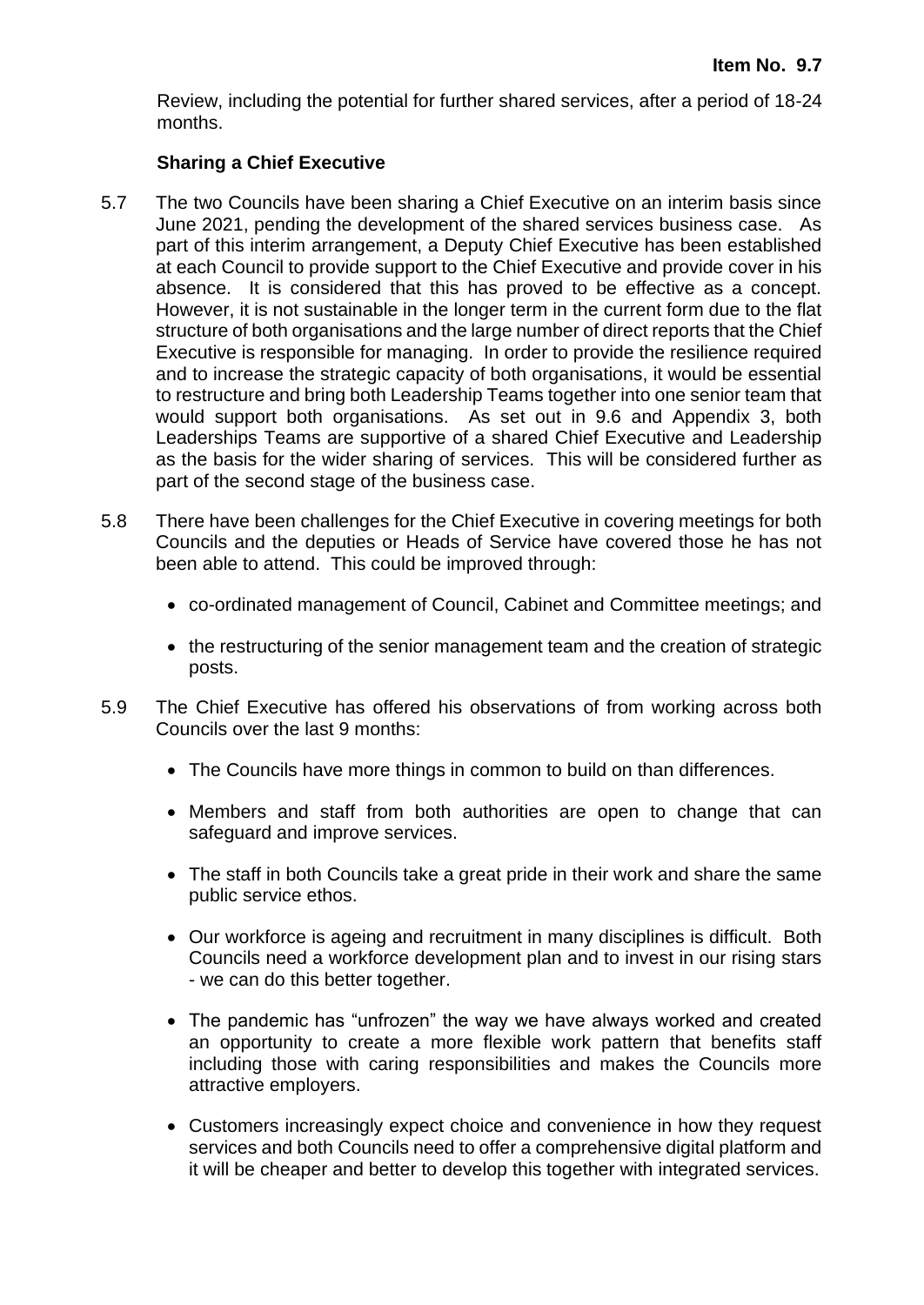Review, including the potential for further shared services, after a period of 18-24 months.

**Sharing a Chief Executive**

5.7 The two Councils have been sharing a Chief Executive on an interim basis since June 2021, pending the development of the shared services business case. As part of this interim arrangement, a Deputy Chief Executive has been established at each Council to provide support to the Chief Executive and provide cover in his absence. It is considered that this has proved to be effective as a concept. However, it is not sustainable in the longer term in the current form due to the flat structure of both organisations and the large number of direct reports that the Chief Executive is responsible for managing. In order to provide the resilience required and to increase the strategic capacity of both organisations, it would be essential to restructure and bring both Leadership Teams together into one senior team that would support both organisations. As set out in 9.6 and Appendix 3, both Leaderships Teams are supportive of a shared Chief Executive and Leadership as the basis for the wider sharing of services. This will be considered further as part of the second stage of the business case.

5.8 There have been challenges for the Chief Executive in covering meetings for both Councils and the deputies or Heads of Service have covered those he has not been able to attend. This could be improved through:

- co-ordinated management of Council, Cabinet and Committee meetings; and
- the restructuring of the senior management team and the creation of strategic posts.

5.9 The Chief Executive has offered his observations of from working across both Councils over the last 9 months:

- The Councils have more things in common to build on than differences.
- Members and staff from both authorities are open to change that can safeguard and improve services.
- The staff in both Councils take a great pride in their work and share the same public service ethos.
- Our workforce is ageing and recruitment in many disciplines is difficult. Both Councils need a workforce development plan and to invest in our rising stars - we can do this better together.
- The pandemic has "unfrozen" the way we have always worked and created an opportunity to create a more flexible work pattern that benefits staff including those with caring responsibilities and makes the Councils more attractive employers.
- Customers increasingly expect choice and convenience in how they request services and both Councils need to offer a comprehensive digital platform and it will be cheaper and better to develop this together with integrated services.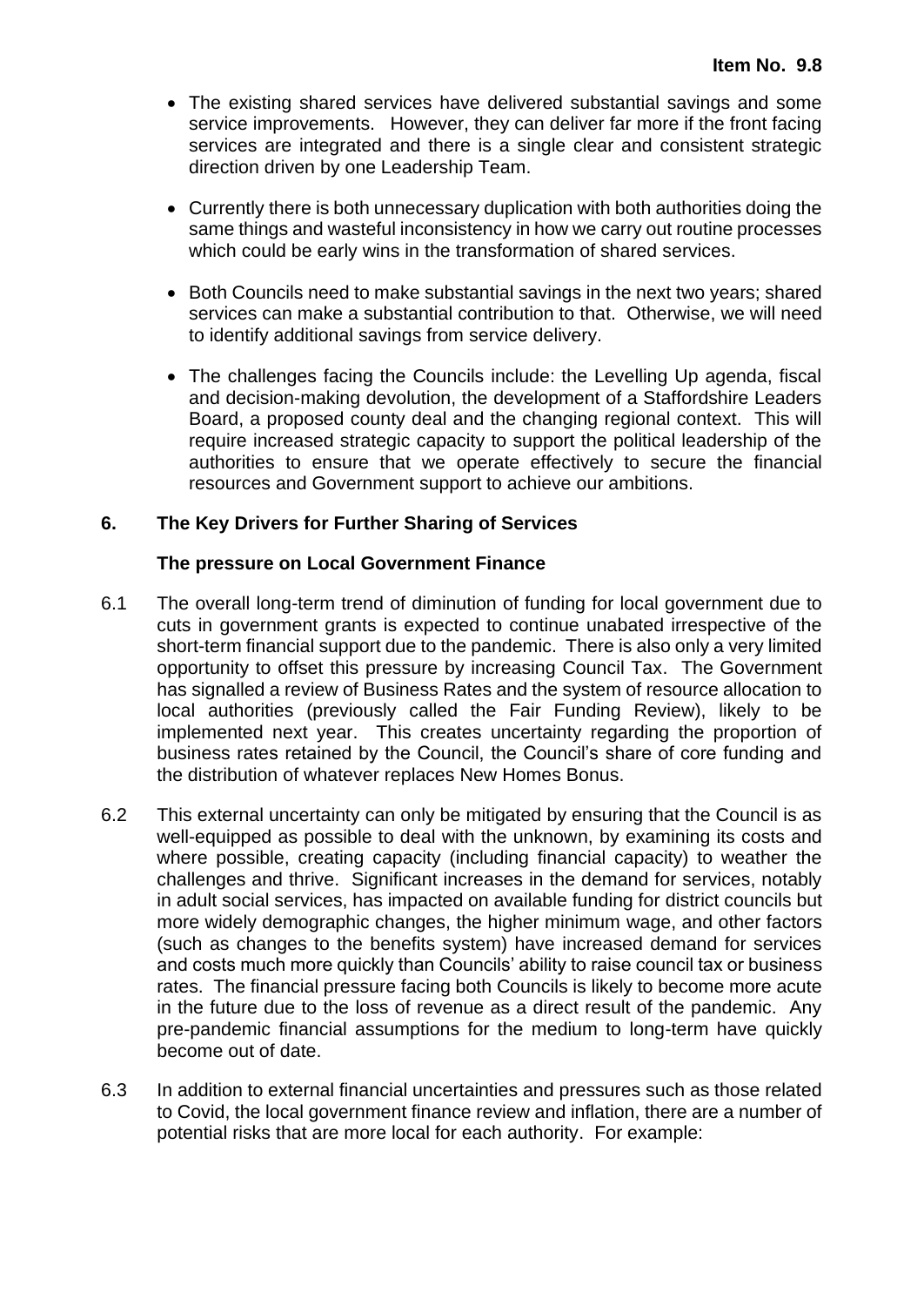- The existing shared services have delivered substantial savings and some service improvements. However, they can deliver far more if the front facing services are integrated and there is a single clear and consistent strategic direction driven by one Leadership Team.

- Currently there is both unnecessary duplication with both authorities doing the same things and wasteful inconsistency in how we carry out routine processes which could be early wins in the transformation of shared services.

- Both Councils need to make substantial savings in the next two years; shared services can make a substantial contribution to that. Otherwise, we will need to identify additional savings from service delivery.

- The challenges facing the Councils include: the Levelling Up agenda, fiscal and decision-making devolution, the development of a Staffordshire Leaders Board, a proposed county deal and the changing regional context. This will require increased strategic capacity to support the political leadership of the authorities to ensure that we operate effectively to secure the financial resources and Government support to achieve our ambitions.

## 6. The Key Drivers for Further Sharing of Services

### The pressure on Local Government Finance

6.1 The overall long-term trend of diminution of funding for local government due to cuts in government grants is expected to continue unabated irrespective of the short-term financial support due to the pandemic. There is also only a very limited opportunity to offset this pressure by increasing Council Tax. The Government has signalled a review of Business Rates and the system of resource allocation to local authorities (previously called the Fair Funding Review), likely to be implemented next year. This creates uncertainty regarding the proportion of business rates retained by the Council, the Council's share of core funding and the distribution of whatever replaces New Homes Bonus.

6.2 This external uncertainty can only be mitigated by ensuring that the Council is as well-equipped as possible to deal with the unknown, by examining its costs and where possible, creating capacity (including financial capacity) to weather the challenges and thrive. Significant increases in the demand for services, notably in adult social services, has impacted on available funding for district councils but more widely demographic changes, the higher minimum wage, and other factors (such as changes to the benefits system) have increased demand for services and costs much more quickly than Councils' ability to raise council tax or business rates. The financial pressure facing both Councils is likely to become more acute in the future due to the loss of revenue as a direct result of the pandemic. Any pre-pandemic financial assumptions for the medium to long-term have quickly become out of date.

6.3 In addition to external financial uncertainties and pressures such as those related to Covid, the local government finance review and inflation, there are a number of potential risks that are more local for each authority. For example: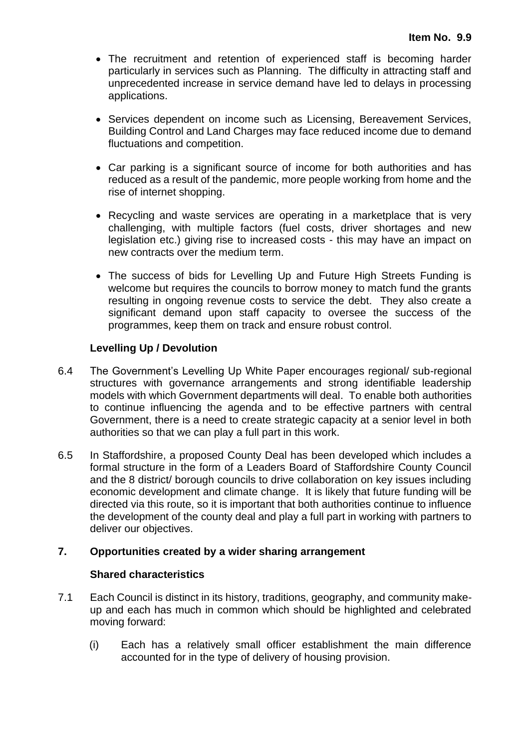- The recruitment and retention of experienced staff is becoming harder particularly in services such as Planning. The difficulty in attracting staff and unprecedented increase in service demand have led to delays in processing applications.

- Services dependent on income such as Licensing, Bereavement Services, Building Control and Land Charges may face reduced income due to demand fluctuations and competition.

- Car parking is a significant source of income for both authorities and has reduced as a result of the pandemic, more people working from home and the rise of internet shopping.

- Recycling and waste services are operating in a marketplace that is very challenging, with multiple factors (fuel costs, driver shortages and new legislation etc.) giving rise to increased costs - this may have an impact on new contracts over the medium term.

- The success of bids for Levelling Up and Future High Streets Funding is welcome but requires the councils to borrow money to match fund the grants resulting in ongoing revenue costs to service the debt. They also create a significant demand upon staff capacity to oversee the success of the programmes, keep them on track and ensure robust control.

**Levelling Up / Devolution**

6.4 The Government's Levelling Up White Paper encourages regional/ sub-regional structures with governance arrangements and strong identifiable leadership models with which Government departments will deal. To enable both authorities to continue influencing the agenda and to be effective partners with central Government, there is a need to create strategic capacity at a senior level in both authorities so that we can play a full part in this work.

6.5 In Staffordshire, a proposed County Deal has been developed which includes a formal structure in the form of a Leaders Board of Staffordshire County Council and the 8 district/ borough councils to drive collaboration on key issues including economic development and climate change. It is likely that future funding will be directed via this route, so it is important that both authorities continue to influence the development of the county deal and play a full part in working with partners to deliver our objectives.

## 7. Opportunities created by a wider sharing arrangement

**Shared characteristics**

7.1 Each Council is distinct in its history, traditions, geography, and community make-up and each has much in common which should be highlighted and celebrated moving forward:

(i) Each has a relatively small officer establishment the main difference accounted for in the type of delivery of housing provision.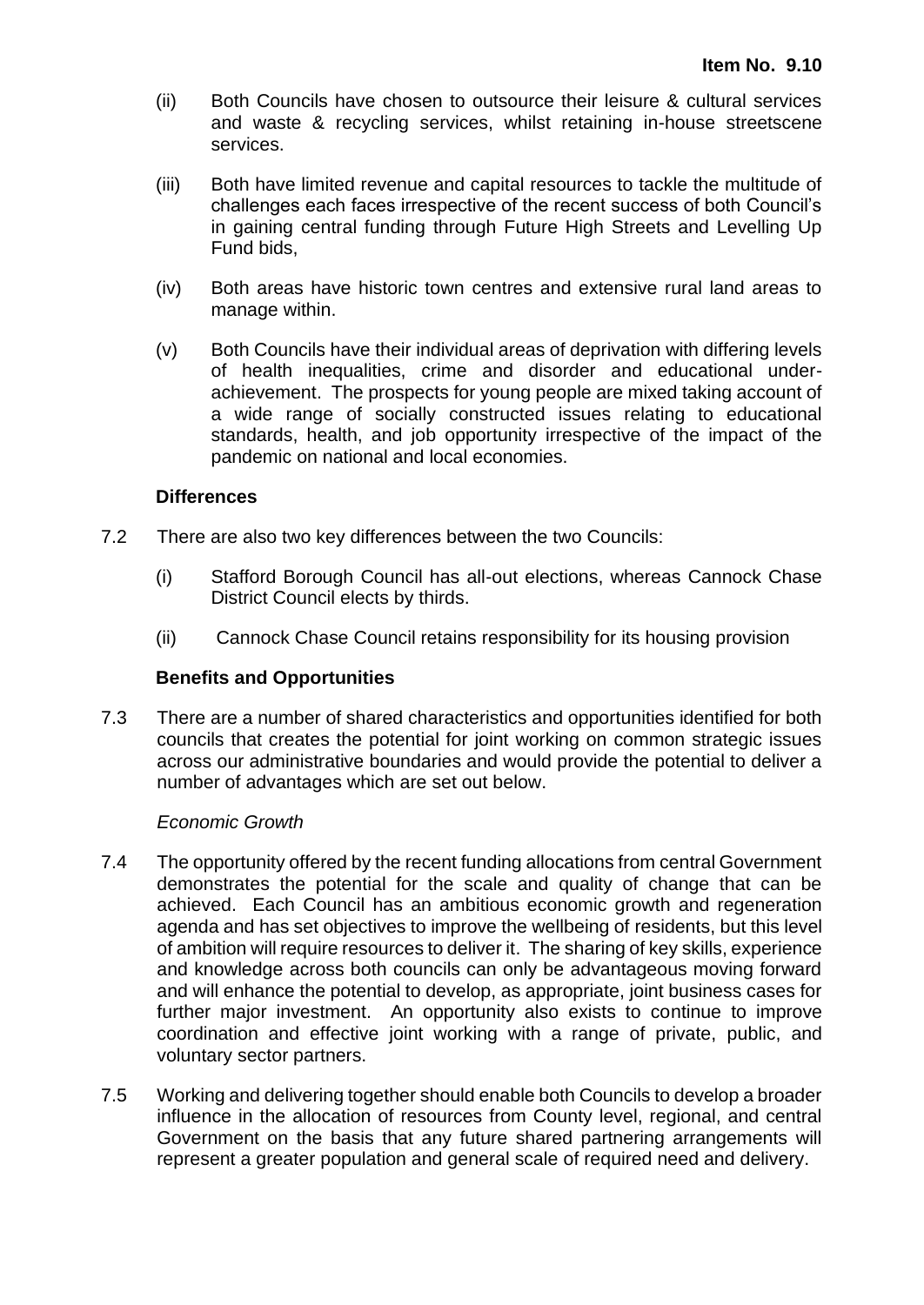(ii) Both Councils have chosen to outsource their leisure & cultural services and waste & recycling services, whilst retaining in-house streetscene services.

(iii) Both have limited revenue and capital resources to tackle the multitude of challenges each faces irrespective of the recent success of both Council's in gaining central funding through Future High Streets and Levelling Up Fund bids,

(iv) Both areas have historic town centres and extensive rural land areas to manage within.

(v) Both Councils have their individual areas of deprivation with differing levels of health inequalities, crime and disorder and educational under-achievement. The prospects for young people are mixed taking account of a wide range of socially constructed issues relating to educational standards, health, and job opportunity irrespective of the impact of the pandemic on national and local economies.

**Differences**

7.2 There are also two key differences between the two Councils:

(i) Stafford Borough Council has all-out elections, whereas Cannock Chase District Council elects by thirds.

(ii) Cannock Chase Council retains responsibility for its housing provision

**Benefits and Opportunities**

7.3 There are a number of shared characteristics and opportunities identified for both councils that creates the potential for joint working on common strategic issues across our administrative boundaries and would provide the potential to deliver a number of advantages which are set out below.

*Economic Growth*

7.4 The opportunity offered by the recent funding allocations from central Government demonstrates the potential for the scale and quality of change that can be achieved. Each Council has an ambitious economic growth and regeneration agenda and has set objectives to improve the wellbeing of residents, but this level of ambition will require resources to deliver it. The sharing of key skills, experience and knowledge across both councils can only be advantageous moving forward and will enhance the potential to develop, as appropriate, joint business cases for further major investment. An opportunity also exists to continue to improve coordination and effective joint working with a range of private, public, and voluntary sector partners.

7.5 Working and delivering together should enable both Councils to develop a broader influence in the allocation of resources from County level, regional, and central Government on the basis that any future shared partnering arrangements will represent a greater population and general scale of required need and delivery.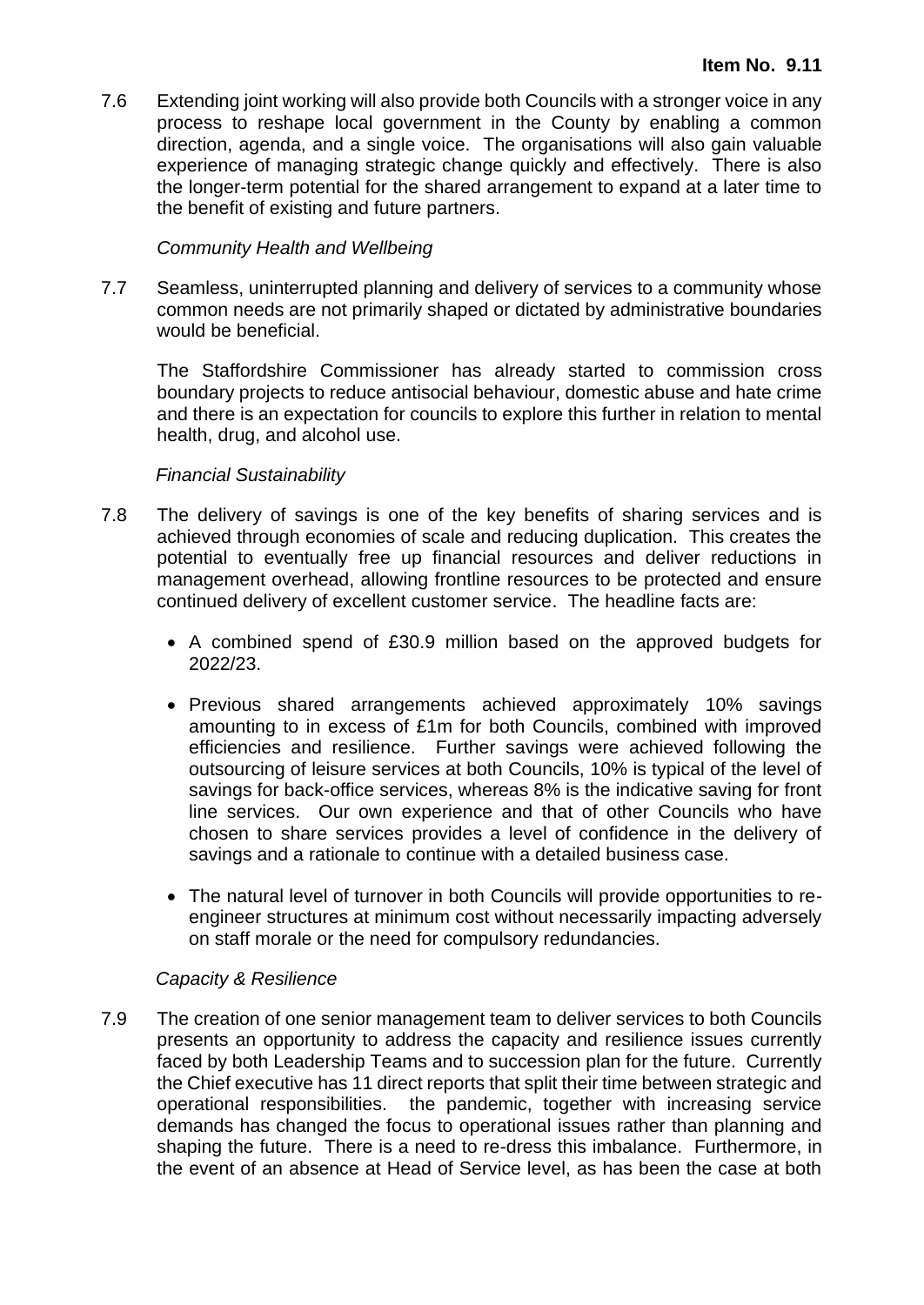7.6 Extending joint working will also provide both Councils with a stronger voice in any process to reshape local government in the County by enabling a common direction, agenda, and a single voice. The organisations will also gain valuable experience of managing strategic change quickly and effectively. There is also the longer-term potential for the shared arrangement to expand at a later time to the benefit of existing and future partners.

*Community Health and Wellbeing*

7.7 Seamless, uninterrupted planning and delivery of services to a community whose common needs are not primarily shaped or dictated by administrative boundaries would be beneficial.

The Staffordshire Commissioner has already started to commission cross boundary projects to reduce antisocial behaviour, domestic abuse and hate crime and there is an expectation for councils to explore this further in relation to mental health, drug, and alcohol use.

*Financial Sustainability*

7.8 The delivery of savings is one of the key benefits of sharing services and is achieved through economies of scale and reducing duplication. This creates the potential to eventually free up financial resources and deliver reductions in management overhead, allowing frontline resources to be protected and ensure continued delivery of excellent customer service. The headline facts are:

- A combined spend of £30.9 million based on the approved budgets for 2022/23.
- Previous shared arrangements achieved approximately 10% savings amounting to in excess of £1m for both Councils, combined with improved efficiencies and resilience. Further savings were achieved following the outsourcing of leisure services at both Councils, 10% is typical of the level of savings for back-office services, whereas 8% is the indicative saving for front line services. Our own experience and that of other Councils who have chosen to share services provides a level of confidence in the delivery of savings and a rationale to continue with a detailed business case.
- The natural level of turnover in both Councils will provide opportunities to re-engineer structures at minimum cost without necessarily impacting adversely on staff morale or the need for compulsory redundancies.

*Capacity & Resilience*

7.9 The creation of one senior management team to deliver services to both Councils presents an opportunity to address the capacity and resilience issues currently faced by both Leadership Teams and to succession plan for the future. Currently the Chief executive has 11 direct reports that split their time between strategic and operational responsibilities. the pandemic, together with increasing service demands has changed the focus to operational issues rather than planning and shaping the future. There is a need to re-dress this imbalance. Furthermore, in the event of an absence at Head of Service level, as has been the case at both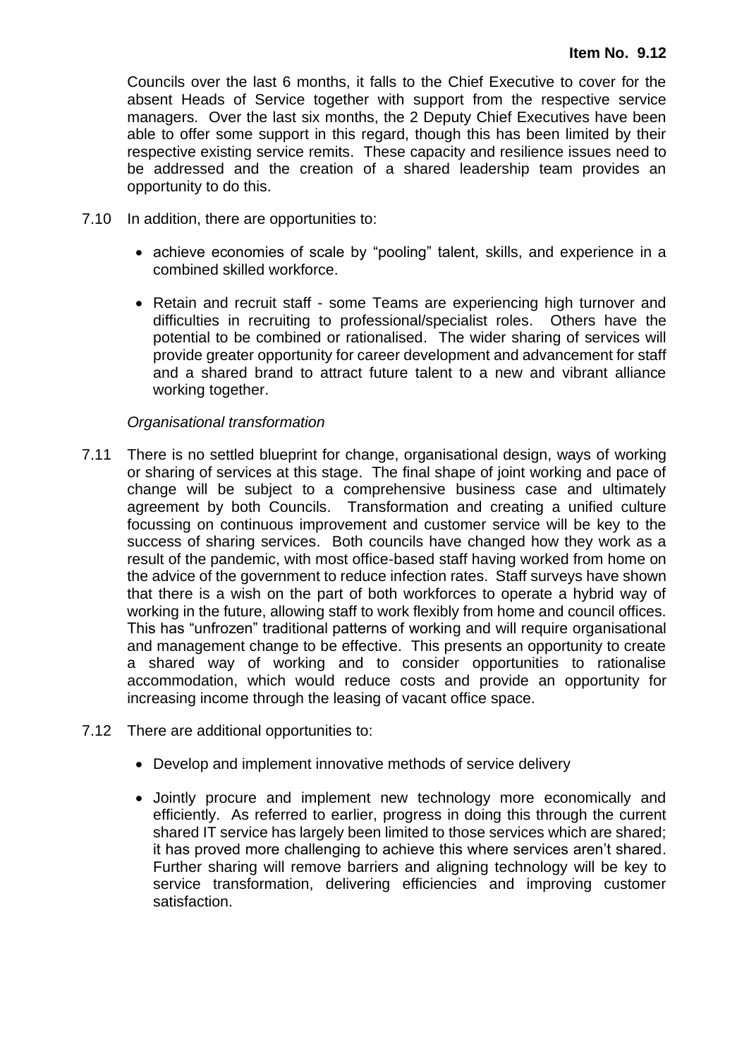Councils over the last 6 months, it falls to the Chief Executive to cover for the absent Heads of Service together with support from the respective service managers. Over the last six months, the 2 Deputy Chief Executives have been able to offer some support in this regard, though this has been limited by their respective existing service remits. These capacity and resilience issues need to be addressed and the creation of a shared leadership team provides an opportunity to do this.

7.10 In addition, there are opportunities to:

- achieve economies of scale by "pooling" talent, skills, and experience in a combined skilled workforce.
- Retain and recruit staff - some Teams are experiencing high turnover and difficulties in recruiting to professional/specialist roles. Others have the potential to be combined or rationalised. The wider sharing of services will provide greater opportunity for career development and advancement for staff and a shared brand to attract future talent to a new and vibrant alliance working together.

*Organisational transformation*

7.11 There is no settled blueprint for change, organisational design, ways of working or sharing of services at this stage. The final shape of joint working and pace of change will be subject to a comprehensive business case and ultimately agreement by both Councils. Transformation and creating a unified culture focussing on continuous improvement and customer service will be key to the success of sharing services. Both councils have changed how they work as a result of the pandemic, with most office-based staff having worked from home on the advice of the government to reduce infection rates. Staff surveys have shown that there is a wish on the part of both workforces to operate a hybrid way of working in the future, allowing staff to work flexibly from home and council offices. This has "unfrozen" traditional patterns of working and will require organisational and management change to be effective. This presents an opportunity to create a shared way of working and to consider opportunities to rationalise accommodation, which would reduce costs and provide an opportunity for increasing income through the leasing of vacant office space.

7.12 There are additional opportunities to:

- Develop and implement innovative methods of service delivery
- Jointly procure and implement new technology more economically and efficiently. As referred to earlier, progress in doing this through the current shared IT service has largely been limited to those services which are shared; it has proved more challenging to achieve this where services aren't shared. Further sharing will remove barriers and aligning technology will be key to service transformation, delivering efficiencies and improving customer satisfaction.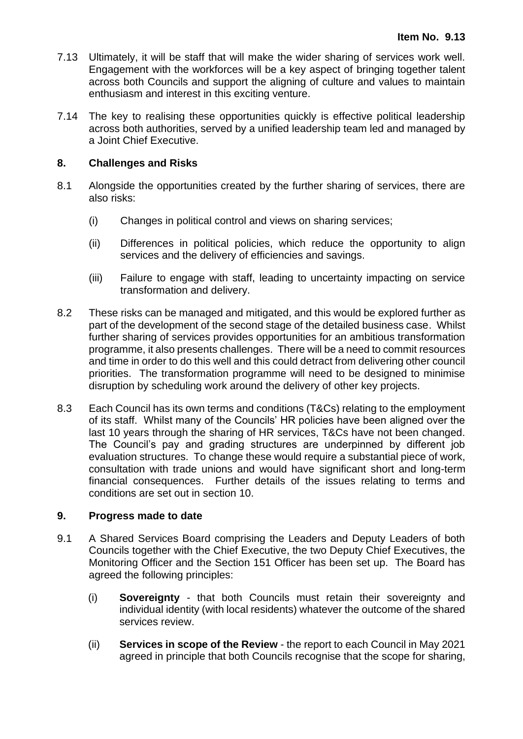7.13 Ultimately, it will be staff that will make the wider sharing of services work well. Engagement with the workforces will be a key aspect of bringing together talent across both Councils and support the aligning of culture and values to maintain enthusiasm and interest in this exciting venture.

7.14 The key to realising these opportunities quickly is effective political leadership across both authorities, served by a unified leadership team led and managed by a Joint Chief Executive.

## 8. Challenges and Risks

8.1 Alongside the opportunities created by the further sharing of services, there are also risks:

(i) Changes in political control and views on sharing services;

(ii) Differences in political policies, which reduce the opportunity to align services and the delivery of efficiencies and savings.

(iii) Failure to engage with staff, leading to uncertainty impacting on service transformation and delivery.

8.2 These risks can be managed and mitigated, and this would be explored further as part of the development of the second stage of the detailed business case. Whilst further sharing of services provides opportunities for an ambitious transformation programme, it also presents challenges. There will be a need to commit resources and time in order to do this well and this could detract from delivering other council priorities. The transformation programme will need to be designed to minimise disruption by scheduling work around the delivery of other key projects.

8.3 Each Council has its own terms and conditions (T&Cs) relating to the employment of its staff. Whilst many of the Councils' HR policies have been aligned over the last 10 years through the sharing of HR services, T&Cs have not been changed. The Council's pay and grading structures are underpinned by different job evaluation structures. To change these would require a substantial piece of work, consultation with trade unions and would have significant short and long-term financial consequences. Further details of the issues relating to terms and conditions are set out in section 10.

## 9. Progress made to date

9.1 A Shared Services Board comprising the Leaders and Deputy Leaders of both Councils together with the Chief Executive, the two Deputy Chief Executives, the Monitoring Officer and the Section 151 Officer has been set up. The Board has agreed the following principles:

(i) **Sovereignty** - that both Councils must retain their sovereignty and individual identity (with local residents) whatever the outcome of the shared services review.

(ii) **Services in scope of the Review** - the report to each Council in May 2021 agreed in principle that both Councils recognise that the scope for sharing,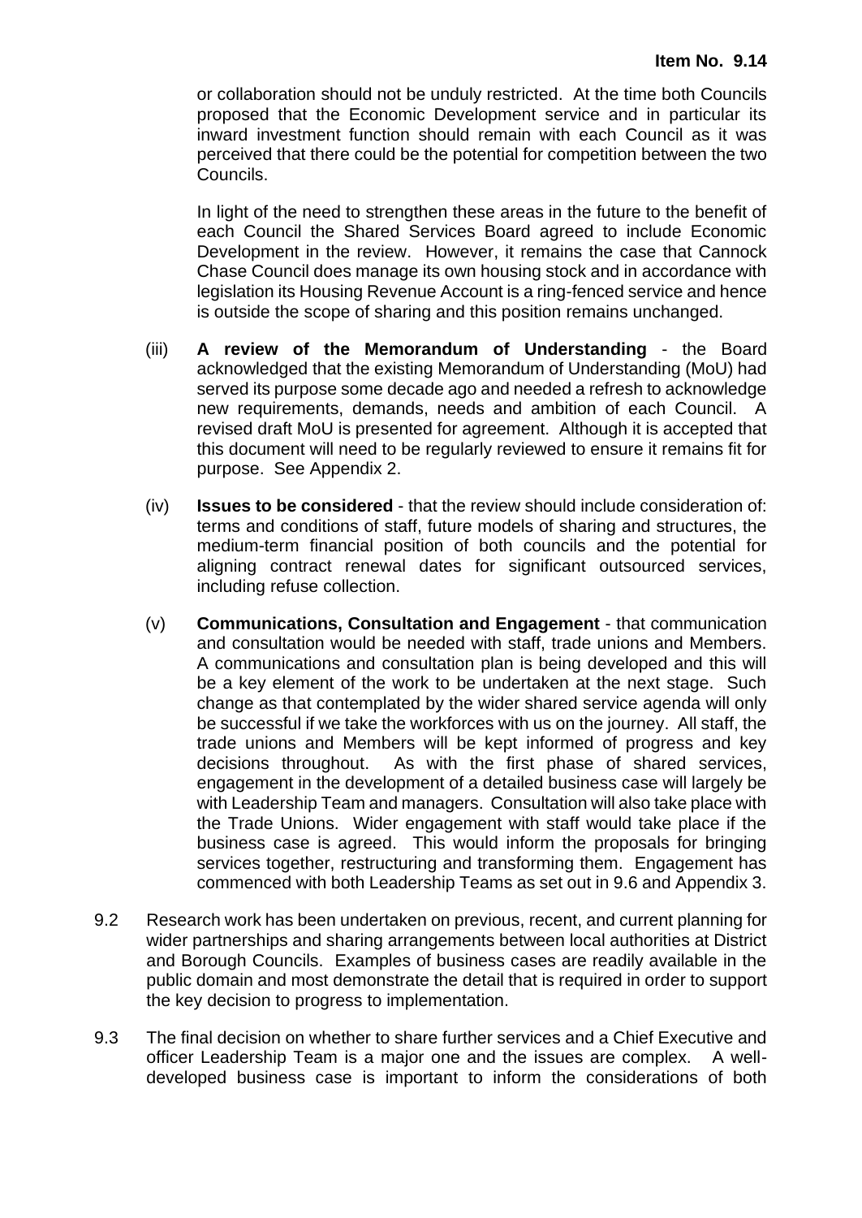or collaboration should not be unduly restricted. At the time both Councils proposed that the Economic Development service and in particular its inward investment function should remain with each Council as it was perceived that there could be the potential for competition between the two Councils.

In light of the need to strengthen these areas in the future to the benefit of each Council the Shared Services Board agreed to include Economic Development in the review. However, it remains the case that Cannock Chase Council does manage its own housing stock and in accordance with legislation its Housing Revenue Account is a ring-fenced service and hence is outside the scope of sharing and this position remains unchanged.

(iii) **A review of the Memorandum of Understanding** - the Board acknowledged that the existing Memorandum of Understanding (MoU) had served its purpose some decade ago and needed a refresh to acknowledge new requirements, demands, needs and ambition of each Council. A revised draft MoU is presented for agreement. Although it is accepted that this document will need to be regularly reviewed to ensure it remains fit for purpose. See Appendix 2.

(iv) **Issues to be considered** - that the review should include consideration of: terms and conditions of staff, future models of sharing and structures, the medium-term financial position of both councils and the potential for aligning contract renewal dates for significant outsourced services, including refuse collection.

(v) **Communications, Consultation and Engagement** - that communication and consultation would be needed with staff, trade unions and Members. A communications and consultation plan is being developed and this will be a key element of the work to be undertaken at the next stage. Such change as that contemplated by the wider shared service agenda will only be successful if we take the workforces with us on the journey. All staff, the trade unions and Members will be kept informed of progress and key decisions throughout. As with the first phase of shared services, engagement in the development of a detailed business case will largely be with Leadership Team and managers. Consultation will also take place with the Trade Unions. Wider engagement with staff would take place if the business case is agreed. This would inform the proposals for bringing services together, restructuring and transforming them. Engagement has commenced with both Leadership Teams as set out in 9.6 and Appendix 3.

9.2 Research work has been undertaken on previous, recent, and current planning for wider partnerships and sharing arrangements between local authorities at District and Borough Councils. Examples of business cases are readily available in the public domain and most demonstrate the detail that is required in order to support the key decision to progress to implementation.

9.3 The final decision on whether to share further services and a Chief Executive and officer Leadership Team is a major one and the issues are complex. A well-developed business case is important to inform the considerations of both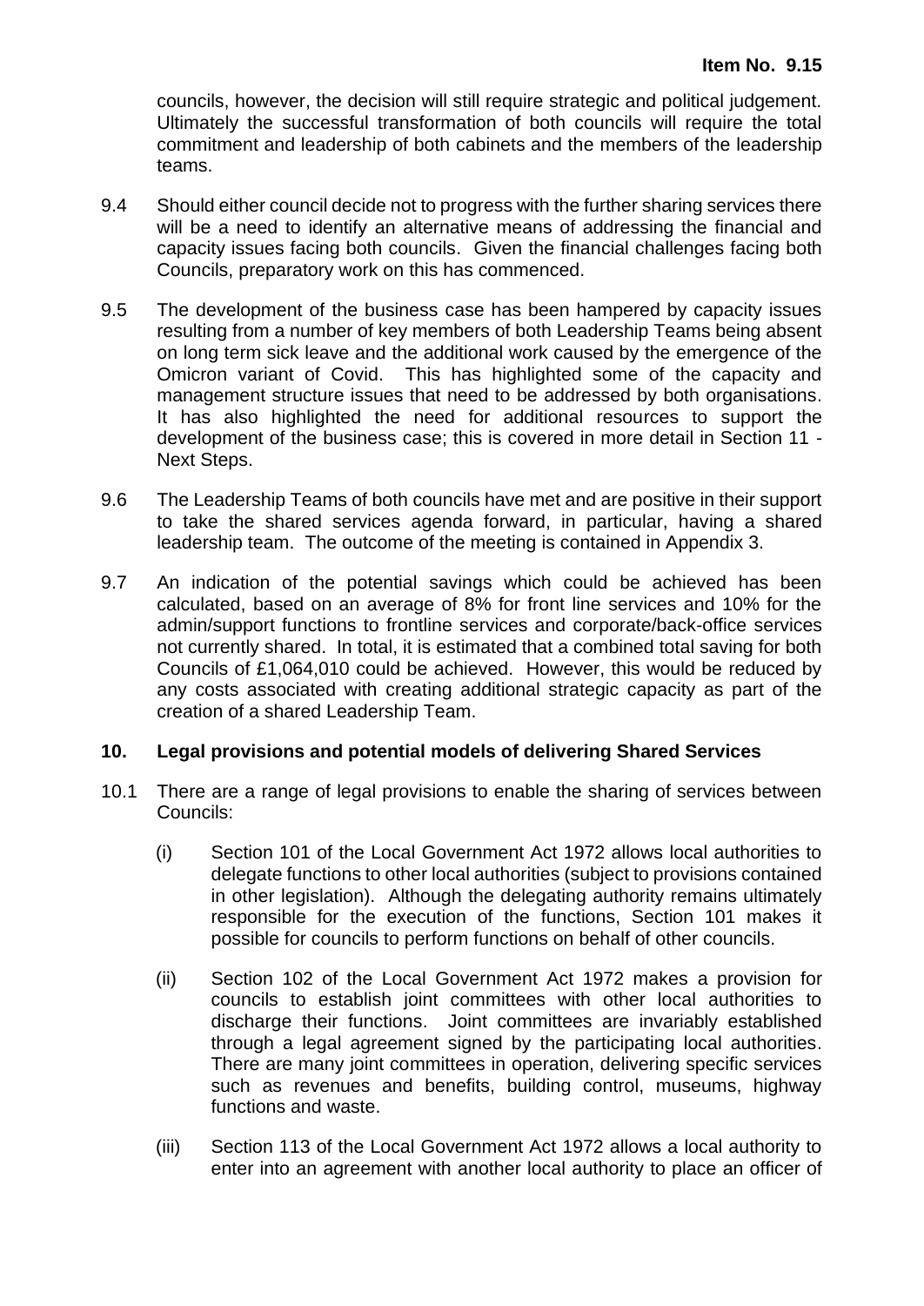councils, however, the decision will still require strategic and political judgement. Ultimately the successful transformation of both councils will require the total commitment and leadership of both cabinets and the members of the leadership teams.

9.4 Should either council decide not to progress with the further sharing services there will be a need to identify an alternative means of addressing the financial and capacity issues facing both councils. Given the financial challenges facing both Councils, preparatory work on this has commenced.

9.5 The development of the business case has been hampered by capacity issues resulting from a number of key members of both Leadership Teams being absent on long term sick leave and the additional work caused by the emergence of the Omicron variant of Covid. This has highlighted some of the capacity and management structure issues that need to be addressed by both organisations. It has also highlighted the need for additional resources to support the development of the business case; this is covered in more detail in Section 11 - Next Steps.

9.6 The Leadership Teams of both councils have met and are positive in their support to take the shared services agenda forward, in particular, having a shared leadership team. The outcome of the meeting is contained in Appendix 3.

9.7 An indication of the potential savings which could be achieved has been calculated, based on an average of 8% for front line services and 10% for the admin/support functions to frontline services and corporate/back-office services not currently shared. In total, it is estimated that a combined total saving for both Councils of £1,064,010 could be achieved. However, this would be reduced by any costs associated with creating additional strategic capacity as part of the creation of a shared Leadership Team.

## 10. Legal provisions and potential models of delivering Shared Services

10.1 There are a range of legal provisions to enable the sharing of services between Councils:

(i) Section 101 of the Local Government Act 1972 allows local authorities to delegate functions to other local authorities (subject to provisions contained in other legislation). Although the delegating authority remains ultimately responsible for the execution of the functions, Section 101 makes it possible for councils to perform functions on behalf of other councils.

(ii) Section 102 of the Local Government Act 1972 makes a provision for councils to establish joint committees with other local authorities to discharge their functions. Joint committees are invariably established through a legal agreement signed by the participating local authorities. There are many joint committees in operation, delivering specific services such as revenues and benefits, building control, museums, highway functions and waste.

(iii) Section 113 of the Local Government Act 1972 allows a local authority to enter into an agreement with another local authority to place an officer of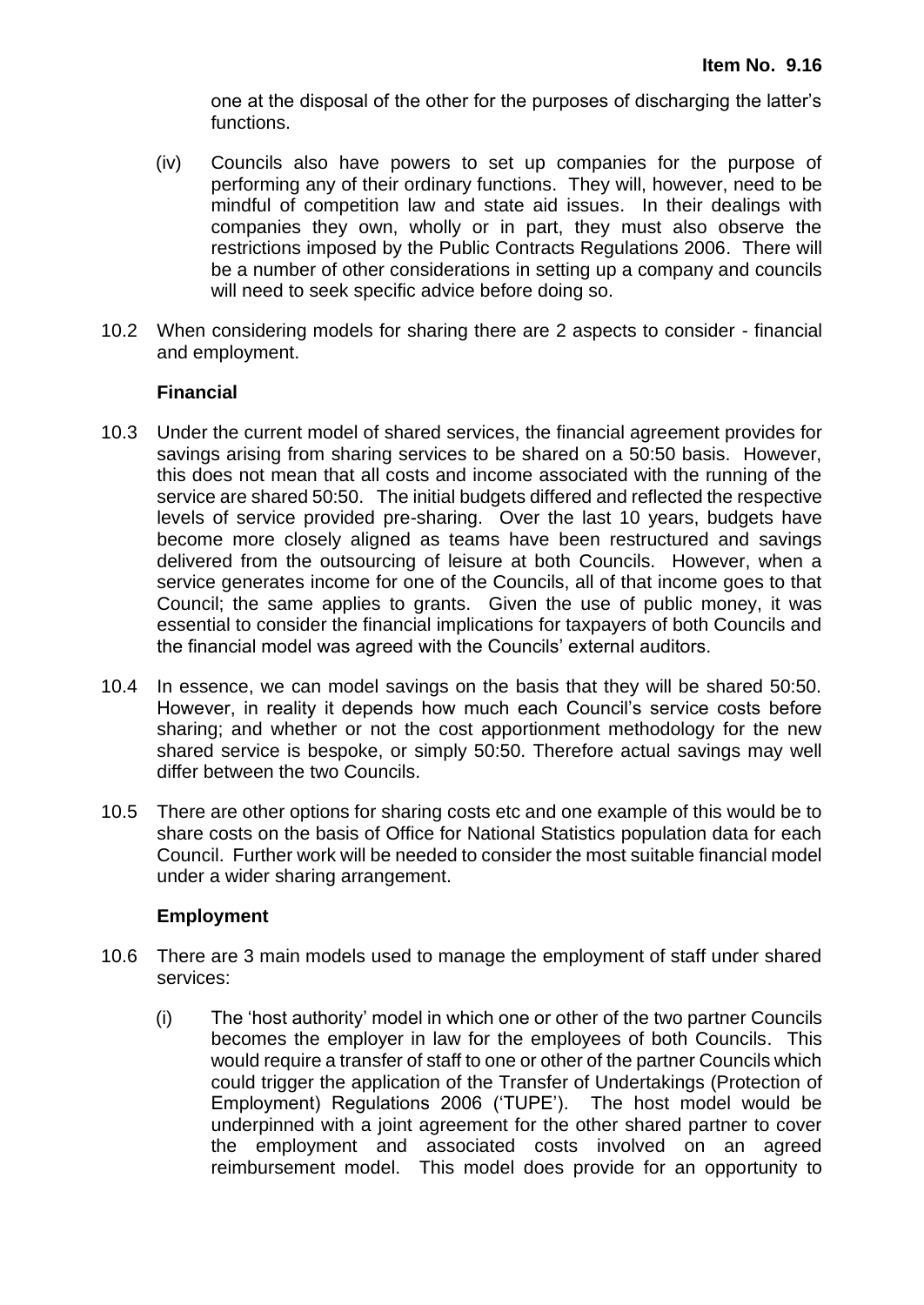one at the disposal of the other for the purposes of discharging the latter's functions.

(iv) Councils also have powers to set up companies for the purpose of performing any of their ordinary functions. They will, however, need to be mindful of competition law and state aid issues. In their dealings with companies they own, wholly or in part, they must also observe the restrictions imposed by the Public Contracts Regulations 2006. There will be a number of other considerations in setting up a company and councils will need to seek specific advice before doing so.

10.2 When considering models for sharing there are 2 aspects to consider - financial and employment.

**Financial**

10.3 Under the current model of shared services, the financial agreement provides for savings arising from sharing services to be shared on a 50:50 basis. However, this does not mean that all costs and income associated with the running of the service are shared 50:50. The initial budgets differed and reflected the respective levels of service provided pre-sharing. Over the last 10 years, budgets have become more closely aligned as teams have been restructured and savings delivered from the outsourcing of leisure at both Councils. However, when a service generates income for one of the Councils, all of that income goes to that Council; the same applies to grants. Given the use of public money, it was essential to consider the financial implications for taxpayers of both Councils and the financial model was agreed with the Councils' external auditors.

10.4 In essence, we can model savings on the basis that they will be shared 50:50. However, in reality it depends how much each Council's service costs before sharing; and whether or not the cost apportionment methodology for the new shared service is bespoke, or simply 50:50. Therefore actual savings may well differ between the two Councils.

10.5 There are other options for sharing costs etc and one example of this would be to share costs on the basis of Office for National Statistics population data for each Council. Further work will be needed to consider the most suitable financial model under a wider sharing arrangement.

**Employment**

10.6 There are 3 main models used to manage the employment of staff under shared services:

(i) The 'host authority' model in which one or other of the two partner Councils becomes the employer in law for the employees of both Councils. This would require a transfer of staff to one or other of the partner Councils which could trigger the application of the Transfer of Undertakings (Protection of Employment) Regulations 2006 ('TUPE'). The host model would be underpinned with a joint agreement for the other shared partner to cover the employment and associated costs involved on an agreed reimbursement model. This model does provide for an opportunity to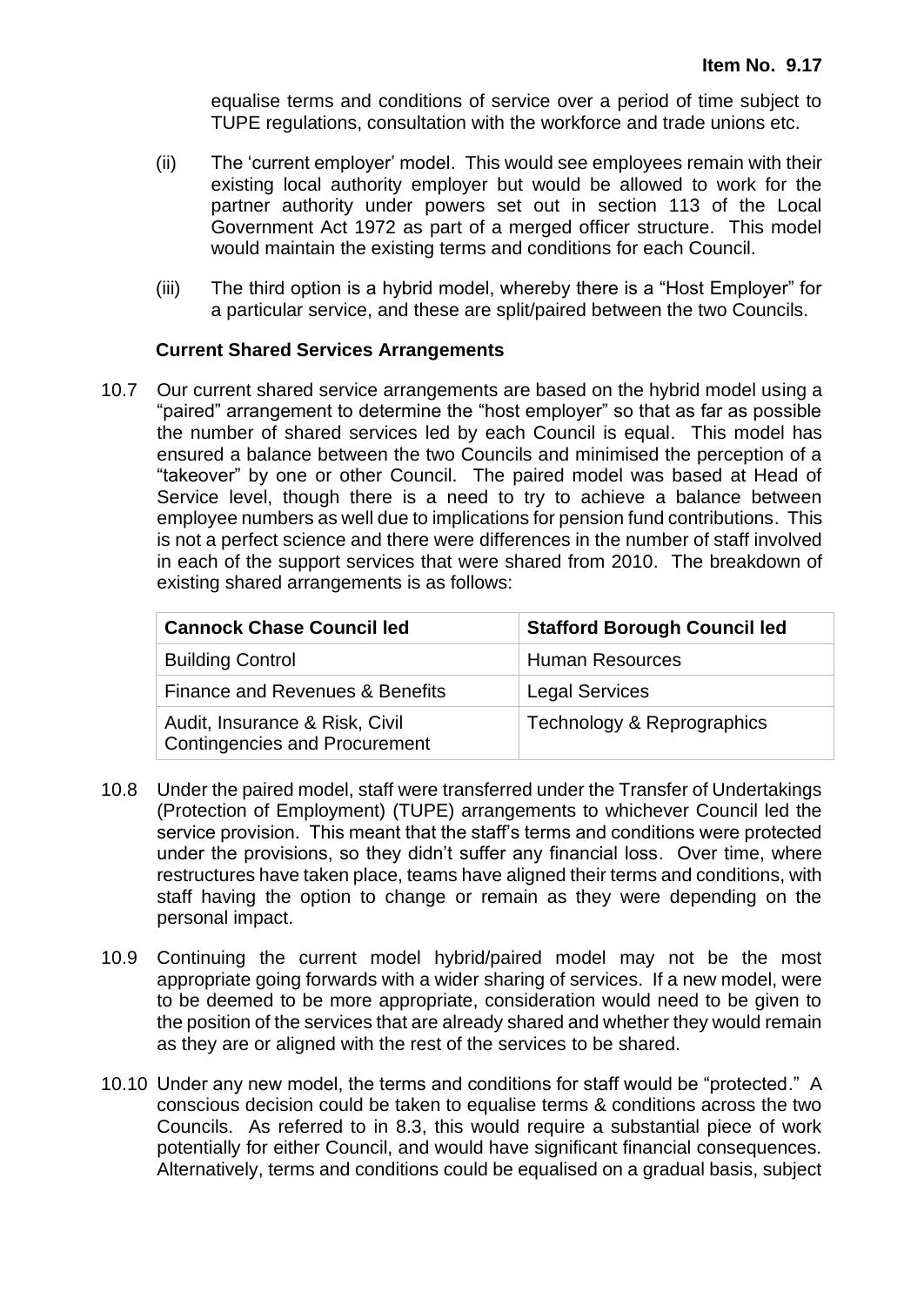equalise terms and conditions of service over a period of time subject to TUPE regulations, consultation with the workforce and trade unions etc.

(ii) The 'current employer' model. This would see employees remain with their existing local authority employer but would be allowed to work for the partner authority under powers set out in section 113 of the Local Government Act 1972 as part of a merged officer structure. This model would maintain the existing terms and conditions for each Council.

(iii) The third option is a hybrid model, whereby there is a "Host Employer" for a particular service, and these are split/paired between the two Councils.

**Current Shared Services Arrangements**

10.7 Our current shared service arrangements are based on the hybrid model using a "paired" arrangement to determine the "host employer" so that as far as possible the number of shared services led by each Council is equal. This model has ensured a balance between the two Councils and minimised the perception of a "takeover" by one or other Council. The paired model was based at Head of Service level, though there is a need to try to achieve a balance between employee numbers as well due to implications for pension fund contributions. This is not a perfect science and there were differences in the number of staff involved in each of the support services that were shared from 2010. The breakdown of existing shared arrangements is as follows:

| Cannock Chase Council led | Stafford Borough Council led |
|---|---|
| Building Control | Human Resources |
| Finance and Revenues & Benefits | Legal Services |
| Audit, Insurance & Risk, Civil Contingencies and Procurement | Technology & Reprographics |

10.8 Under the paired model, staff were transferred under the Transfer of Undertakings (Protection of Employment) (TUPE) arrangements to whichever Council led the service provision. This meant that the staff's terms and conditions were protected under the provisions, so they didn't suffer any financial loss. Over time, where restructures have taken place, teams have aligned their terms and conditions, with staff having the option to change or remain as they were depending on the personal impact.

10.9 Continuing the current model hybrid/paired model may not be the most appropriate going forwards with a wider sharing of services. If a new model, were to be deemed to be more appropriate, consideration would need to be given to the position of the services that are already shared and whether they would remain as they are or aligned with the rest of the services to be shared.

10.10 Under any new model, the terms and conditions for staff would be "protected." A conscious decision could be taken to equalise terms & conditions across the two Councils. As referred to in 8.3, this would require a substantial piece of work potentially for either Council, and would have significant financial consequences. Alternatively, terms and conditions could be equalised on a gradual basis, subject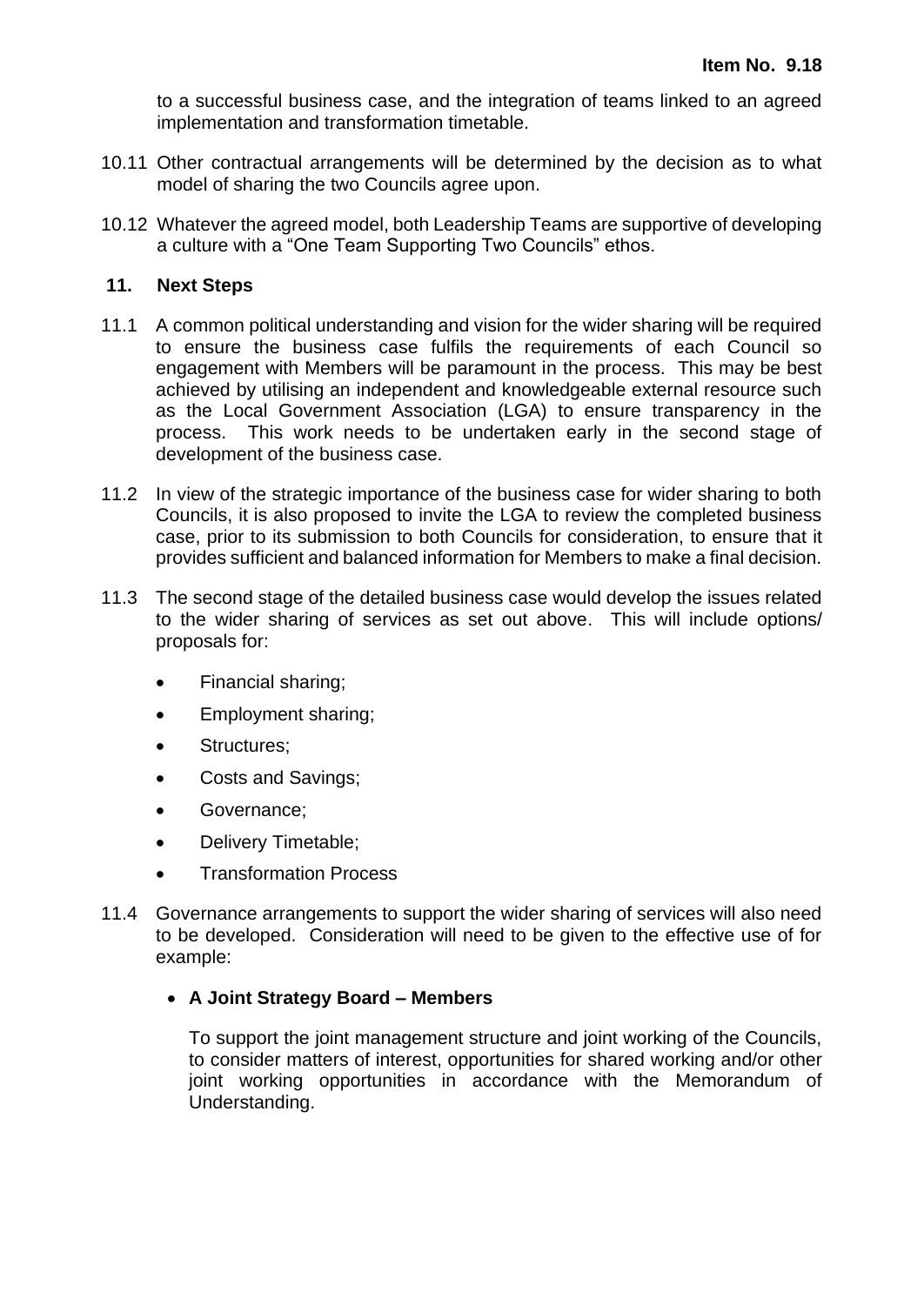to a successful business case, and the integration of teams linked to an agreed implementation and transformation timetable.

10.11 Other contractual arrangements will be determined by the decision as to what model of sharing the two Councils agree upon.

10.12 Whatever the agreed model, both Leadership Teams are supportive of developing a culture with a "One Team Supporting Two Councils" ethos.

## 11. Next Steps

11.1 A common political understanding and vision for the wider sharing will be required to ensure the business case fulfils the requirements of each Council so engagement with Members will be paramount in the process. This may be best achieved by utilising an independent and knowledgeable external resource such as the Local Government Association (LGA) to ensure transparency in the process. This work needs to be undertaken early in the second stage of development of the business case.

11.2 In view of the strategic importance of the business case for wider sharing to both Councils, it is also proposed to invite the LGA to review the completed business case, prior to its submission to both Councils for consideration, to ensure that it provides sufficient and balanced information for Members to make a final decision.

11.3 The second stage of the detailed business case would develop the issues related to the wider sharing of services as set out above. This will include options/ proposals for:

- Financial sharing;
- Employment sharing;
- Structures;
- Costs and Savings;
- Governance;
- Delivery Timetable;
- Transformation Process

11.4 Governance arrangements to support the wider sharing of services will also need to be developed. Consideration will need to be given to the effective use of for example:

- **A Joint Strategy Board – Members**

  To support the joint management structure and joint working of the Councils, to consider matters of interest, opportunities for shared working and/or other joint working opportunities in accordance with the Memorandum of Understanding.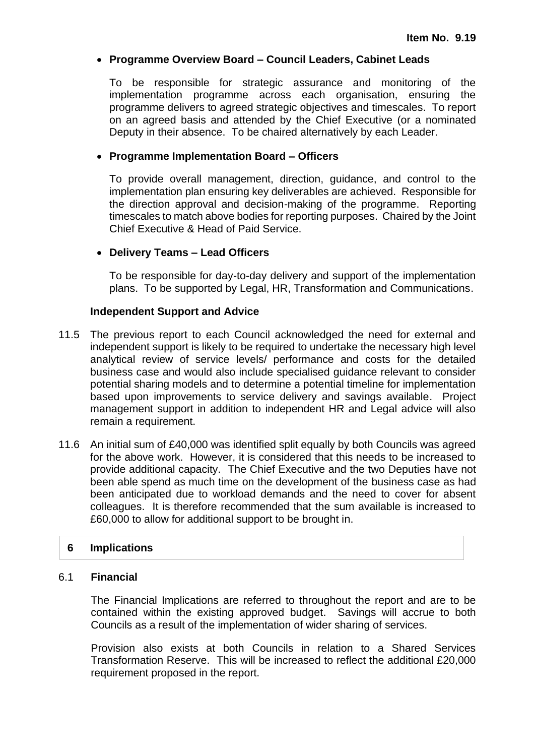- **Programme Overview Board – Council Leaders, Cabinet Leads**

  To be responsible for strategic assurance and monitoring of the implementation programme across each organisation, ensuring the programme delivers to agreed strategic objectives and timescales. To report on an agreed basis and attended by the Chief Executive (or a nominated Deputy in their absence. To be chaired alternatively by each Leader.

- **Programme Implementation Board – Officers**

  To provide overall management, direction, guidance, and control to the implementation plan ensuring key deliverables are achieved. Responsible for the direction approval and decision-making of the programme. Reporting timescales to match above bodies for reporting purposes. Chaired by the Joint Chief Executive & Head of Paid Service.

- **Delivery Teams – Lead Officers**

  To be responsible for day-to-day delivery and support of the implementation plans. To be supported by Legal, HR, Transformation and Communications.

**Independent Support and Advice**

11.5 The previous report to each Council acknowledged the need for external and independent support is likely to be required to undertake the necessary high level analytical review of service levels/ performance and costs for the detailed business case and would also include specialised guidance relevant to consider potential sharing models and to determine a potential timeline for implementation based upon improvements to service delivery and savings available. Project management support in addition to independent HR and Legal advice will also remain a requirement.

11.6 An initial sum of £40,000 was identified split equally by both Councils was agreed for the above work. However, it is considered that this needs to be increased to provide additional capacity. The Chief Executive and the two Deputies have not been able spend as much time on the development of the business case as had been anticipated due to workload demands and the need to cover for absent colleagues. It is therefore recommended that the sum available is increased to £60,000 to allow for additional support to be brought in.

## 6 Implications

### 6.1 Financial

The Financial Implications are referred to throughout the report and are to be contained within the existing approved budget. Savings will accrue to both Councils as a result of the implementation of wider sharing of services.

Provision also exists at both Councils in relation to a Shared Services Transformation Reserve. This will be increased to reflect the additional £20,000 requirement proposed in the report.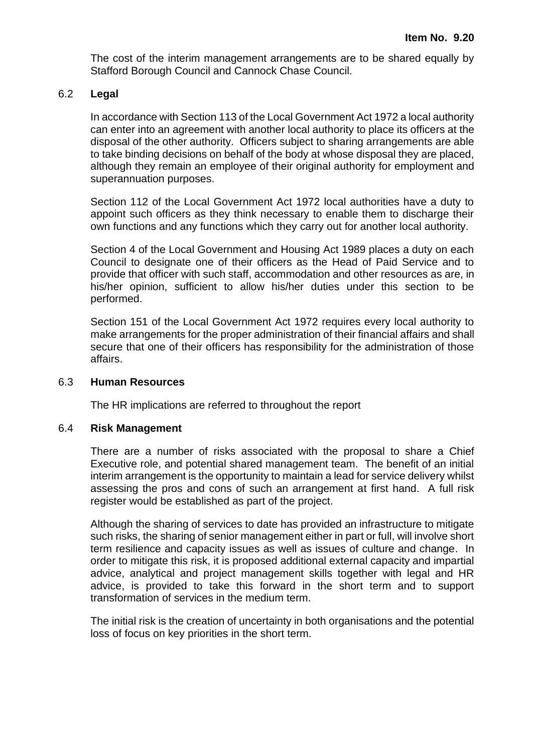The cost of the interim management arrangements are to be shared equally by Stafford Borough Council and Cannock Chase Council.

### 6.2 **Legal**

In accordance with Section 113 of the Local Government Act 1972 a local authority can enter into an agreement with another local authority to place its officers at the disposal of the other authority. Officers subject to sharing arrangements are able to take binding decisions on behalf of the body at whose disposal they are placed, although they remain an employee of their original authority for employment and superannuation purposes.

Section 112 of the Local Government Act 1972 local authorities have a duty to appoint such officers as they think necessary to enable them to discharge their own functions and any functions which they carry out for another local authority.

Section 4 of the Local Government and Housing Act 1989 places a duty on each Council to designate one of their officers as the Head of Paid Service and to provide that officer with such staff, accommodation and other resources as are, in his/her opinion, sufficient to allow his/her duties under this section to be performed.

Section 151 of the Local Government Act 1972 requires every local authority to make arrangements for the proper administration of their financial affairs and shall secure that one of their officers has responsibility for the administration of those affairs.

### 6.3 **Human Resources**

The HR implications are referred to throughout the report

### 6.4 **Risk Management**

There are a number of risks associated with the proposal to share a Chief Executive role, and potential shared management team. The benefit of an initial interim arrangement is the opportunity to maintain a lead for service delivery whilst assessing the pros and cons of such an arrangement at first hand. A full risk register would be established as part of the project.

Although the sharing of services to date has provided an infrastructure to mitigate such risks, the sharing of senior management either in part or full, will involve short term resilience and capacity issues as well as issues of culture and change. In order to mitigate this risk, it is proposed additional external capacity and impartial advice, analytical and project management skills together with legal and HR advice, is provided to take this forward in the short term and to support transformation of services in the medium term.

The initial risk is the creation of uncertainty in both organisations and the potential loss of focus on key priorities in the short term.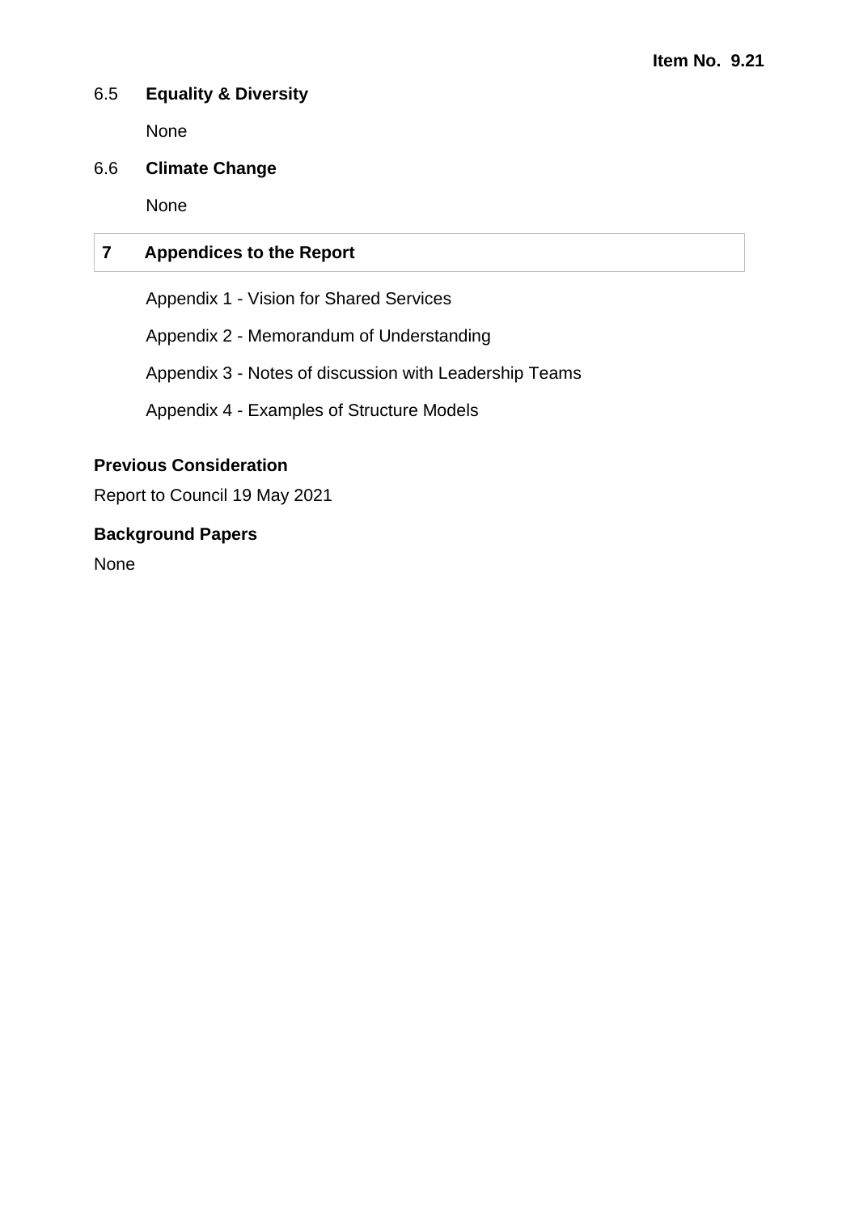### 6.5 Equality & Diversity

None

### 6.6 Climate Change

None

## 7 Appendices to the Report

Appendix 1 - Vision for Shared Services

Appendix 2 - Memorandum of Understanding

Appendix 3 - Notes of discussion with Leadership Teams

Appendix 4 - Examples of Structure Models

**Previous Consideration**

Report to Council 19 May 2021

**Background Papers**

None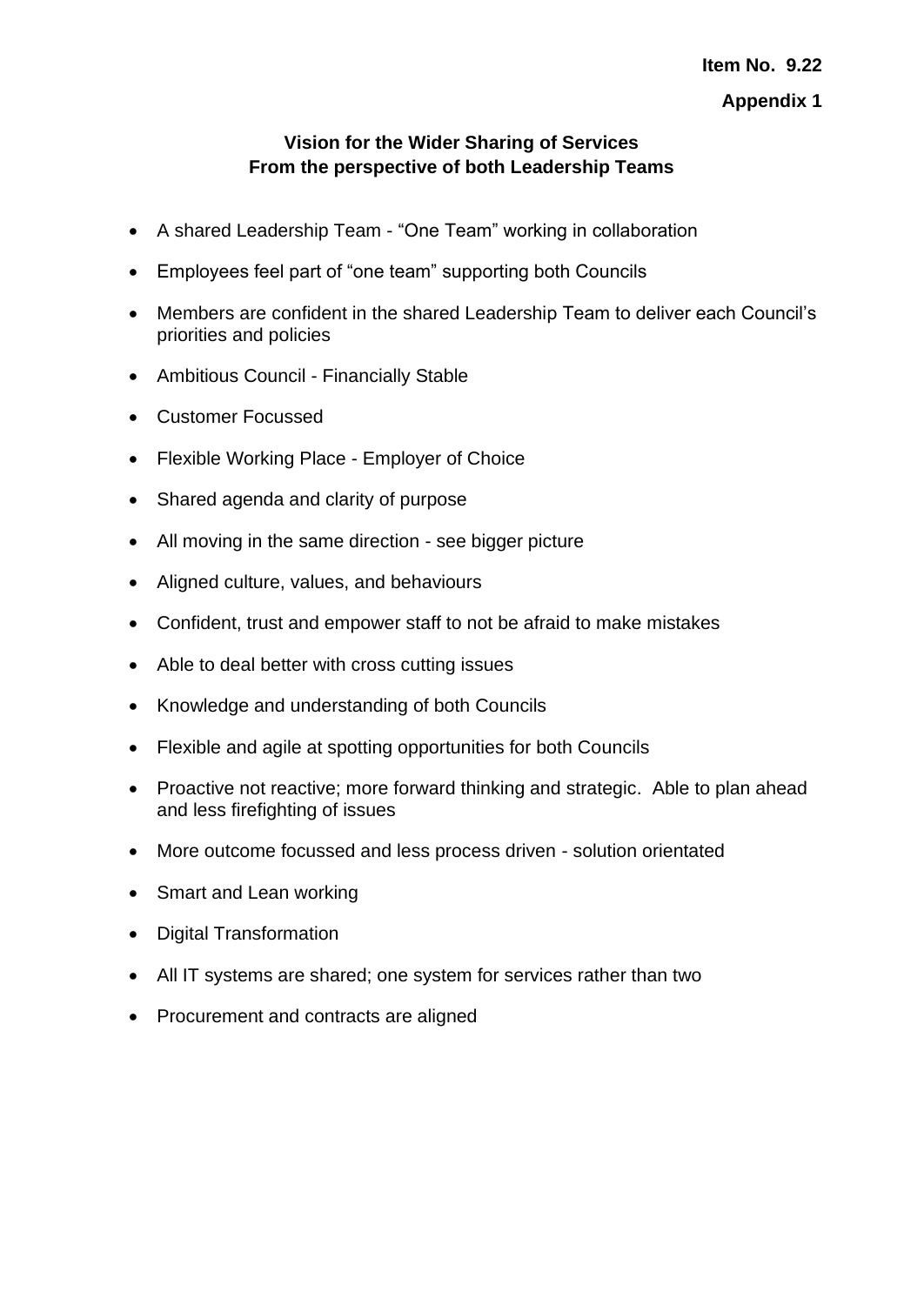**Item No. 9.22**

**Appendix 1**

## Vision for the Wider Sharing of Services
## From the perspective of both Leadership Teams

- A shared Leadership Team - "One Team" working in collaboration
- Employees feel part of "one team" supporting both Councils
- Members are confident in the shared Leadership Team to deliver each Council's priorities and policies
- Ambitious Council - Financially Stable
- Customer Focussed
- Flexible Working Place - Employer of Choice
- Shared agenda and clarity of purpose
- All moving in the same direction - see bigger picture
- Aligned culture, values, and behaviours
- Confident, trust and empower staff to not be afraid to make mistakes
- Able to deal better with cross cutting issues
- Knowledge and understanding of both Councils
- Flexible and agile at spotting opportunities for both Councils
- Proactive not reactive; more forward thinking and strategic. Able to plan ahead and less firefighting of issues
- More outcome focussed and less process driven - solution orientated
- Smart and Lean working
- Digital Transformation
- All IT systems are shared; one system for services rather than two
- Procurement and contracts are aligned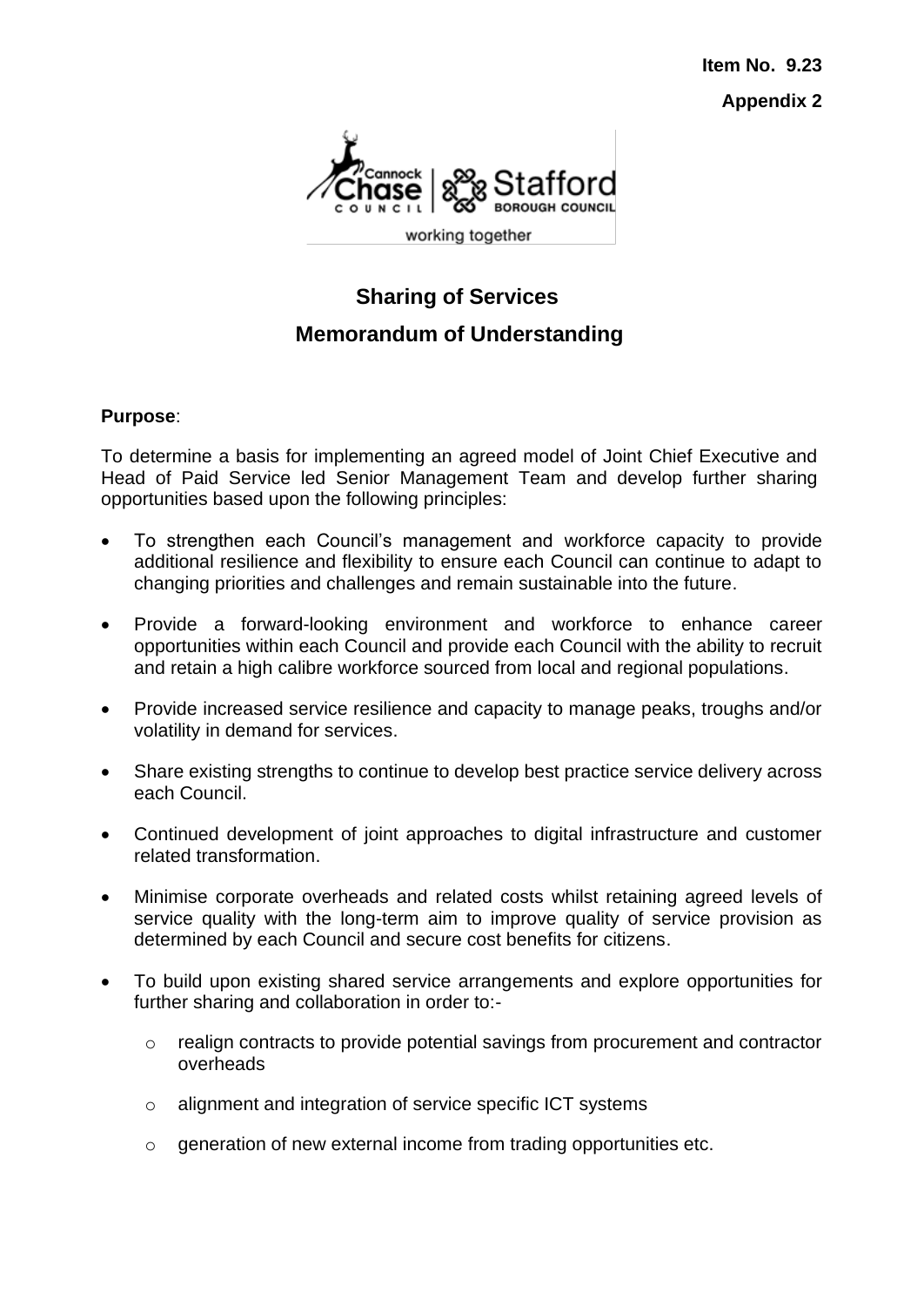**Item No. 9.23**

**Appendix 2**

working together

## Sharing of Services

## Memorandum of Understanding

**Purpose**:

To determine a basis for implementing an agreed model of Joint Chief Executive and Head of Paid Service led Senior Management Team and develop further sharing opportunities based upon the following principles:

- To strengthen each Council's management and workforce capacity to provide additional resilience and flexibility to ensure each Council can continue to adapt to changing priorities and challenges and remain sustainable into the future.
- Provide a forward-looking environment and workforce to enhance career opportunities within each Council and provide each Council with the ability to recruit and retain a high calibre workforce sourced from local and regional populations.
- Provide increased service resilience and capacity to manage peaks, troughs and/or volatility in demand for services.
- Share existing strengths to continue to develop best practice service delivery across each Council.
- Continued development of joint approaches to digital infrastructure and customer related transformation.
- Minimise corporate overheads and related costs whilst retaining agreed levels of service quality with the long-term aim to improve quality of service provision as determined by each Council and secure cost benefits for citizens.
- To build upon existing shared service arrangements and explore opportunities for further sharing and collaboration in order to:-
  - realign contracts to provide potential savings from procurement and contractor overheads
  - alignment and integration of service specific ICT systems
  - generation of new external income from trading opportunities etc.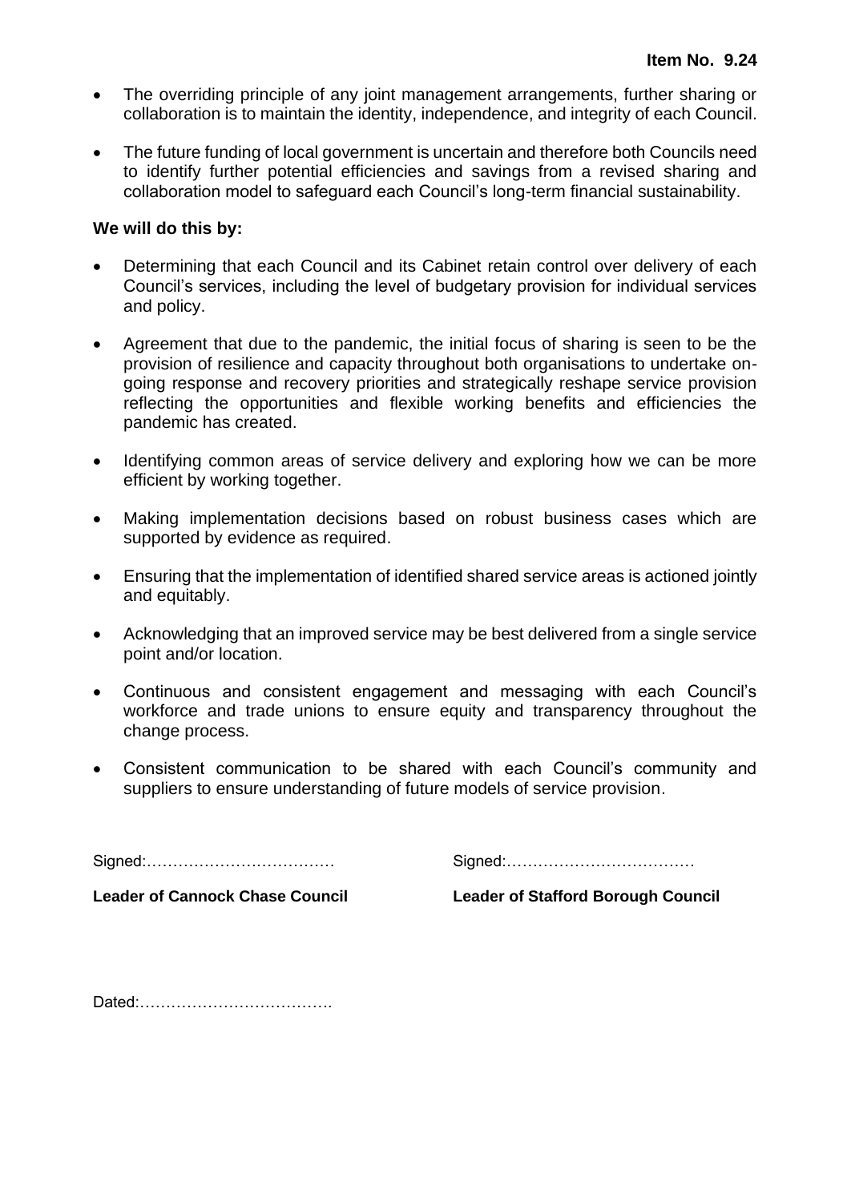- The overriding principle of any joint management arrangements, further sharing or collaboration is to maintain the identity, independence, and integrity of each Council.
- The future funding of local government is uncertain and therefore both Councils need to identify further potential efficiencies and savings from a revised sharing and collaboration model to safeguard each Council's long-term financial sustainability.

**We will do this by:**

- Determining that each Council and its Cabinet retain control over delivery of each Council's services, including the level of budgetary provision for individual services and policy.
- Agreement that due to the pandemic, the initial focus of sharing is seen to be the provision of resilience and capacity throughout both organisations to undertake on-going response and recovery priorities and strategically reshape service provision reflecting the opportunities and flexible working benefits and efficiencies the pandemic has created.
- Identifying common areas of service delivery and exploring how we can be more efficient by working together.
- Making implementation decisions based on robust business cases which are supported by evidence as required.
- Ensuring that the implementation of identified shared service areas is actioned jointly and equitably.
- Acknowledging that an improved service may be best delivered from a single service point and/or location.
- Continuous and consistent engagement and messaging with each Council's workforce and trade unions to ensure equity and transparency throughout the change process.
- Consistent communication to be shared with each Council's community and suppliers to ensure understanding of future models of service provision.

Signed:………………………………

**Leader of Cannock Chase Council**

Signed:………………………………

**Leader of Stafford Borough Council**

Dated:……………………………….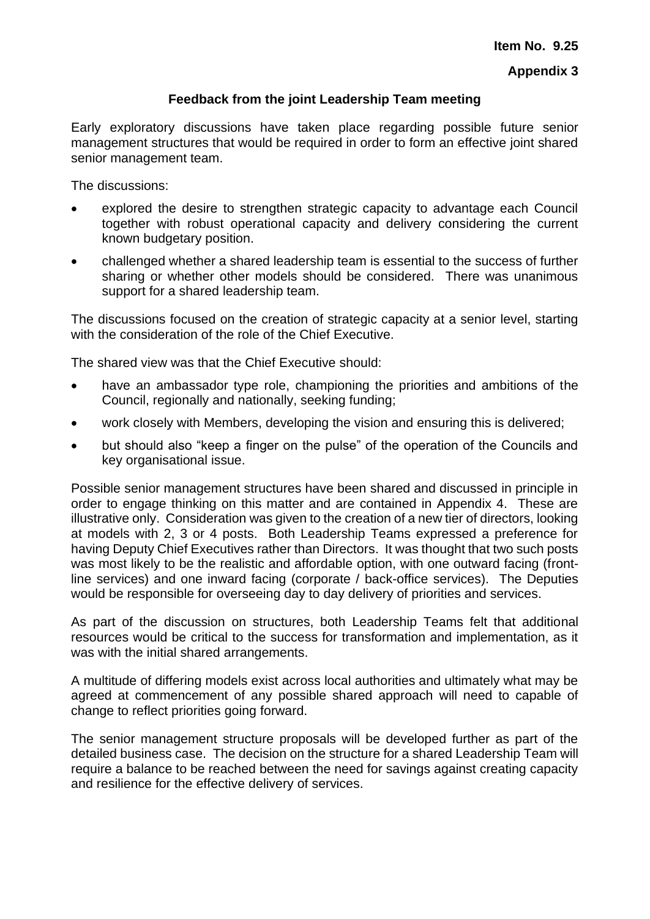**Item No. 9.25**

**Appendix 3**

## Feedback from the joint Leadership Team meeting

Early exploratory discussions have taken place regarding possible future senior management structures that would be required in order to form an effective joint shared senior management team.

The discussions:

- explored the desire to strengthen strategic capacity to advantage each Council together with robust operational capacity and delivery considering the current known budgetary position.
- challenged whether a shared leadership team is essential to the success of further sharing or whether other models should be considered. There was unanimous support for a shared leadership team.

The discussions focused on the creation of strategic capacity at a senior level, starting with the consideration of the role of the Chief Executive.

The shared view was that the Chief Executive should:

- have an ambassador type role, championing the priorities and ambitions of the Council, regionally and nationally, seeking funding;
- work closely with Members, developing the vision and ensuring this is delivered;
- but should also "keep a finger on the pulse" of the operation of the Councils and key organisational issue.

Possible senior management structures have been shared and discussed in principle in order to engage thinking on this matter and are contained in Appendix 4. These are illustrative only. Consideration was given to the creation of a new tier of directors, looking at models with 2, 3 or 4 posts. Both Leadership Teams expressed a preference for having Deputy Chief Executives rather than Directors. It was thought that two such posts was most likely to be the realistic and affordable option, with one outward facing (front-line services) and one inward facing (corporate / back-office services). The Deputies would be responsible for overseeing day to day delivery of priorities and services.

As part of the discussion on structures, both Leadership Teams felt that additional resources would be critical to the success for transformation and implementation, as it was with the initial shared arrangements.

A multitude of differing models exist across local authorities and ultimately what may be agreed at commencement of any possible shared approach will need to capable of change to reflect priorities going forward.

The senior management structure proposals will be developed further as part of the detailed business case. The decision on the structure for a shared Leadership Team will require a balance to be reached between the need for savings against creating capacity and resilience for the effective delivery of services.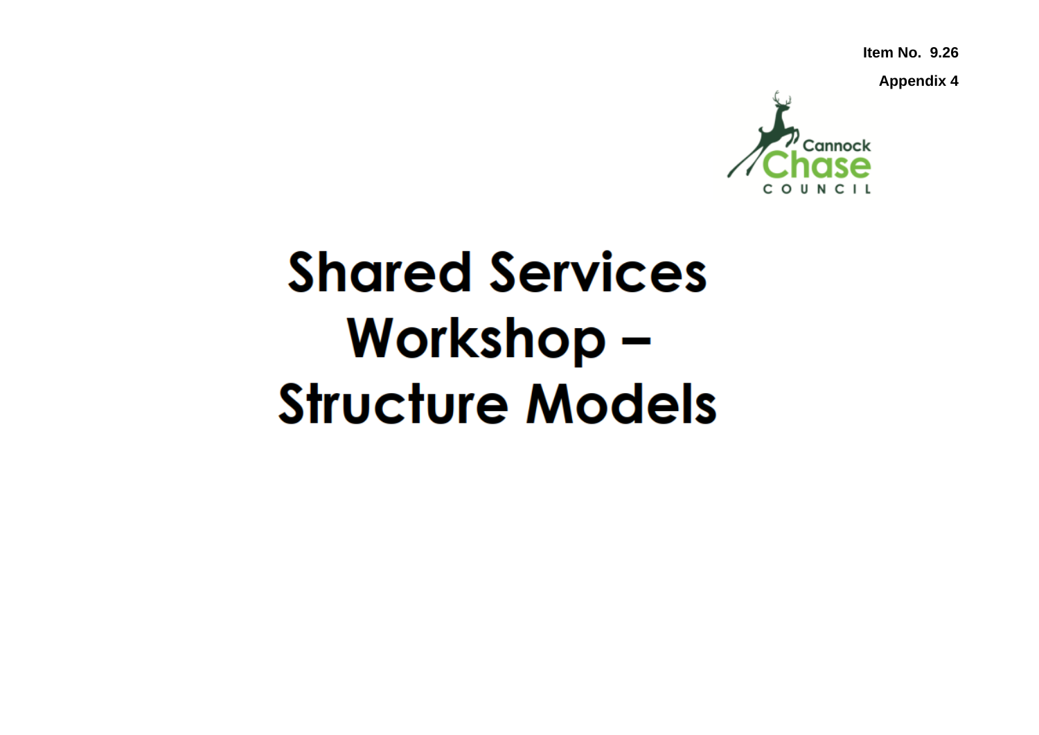**Item No. 9.26**

**Appendix 4**

Cannock Chase Council

# Shared Services Workshop – Structure Models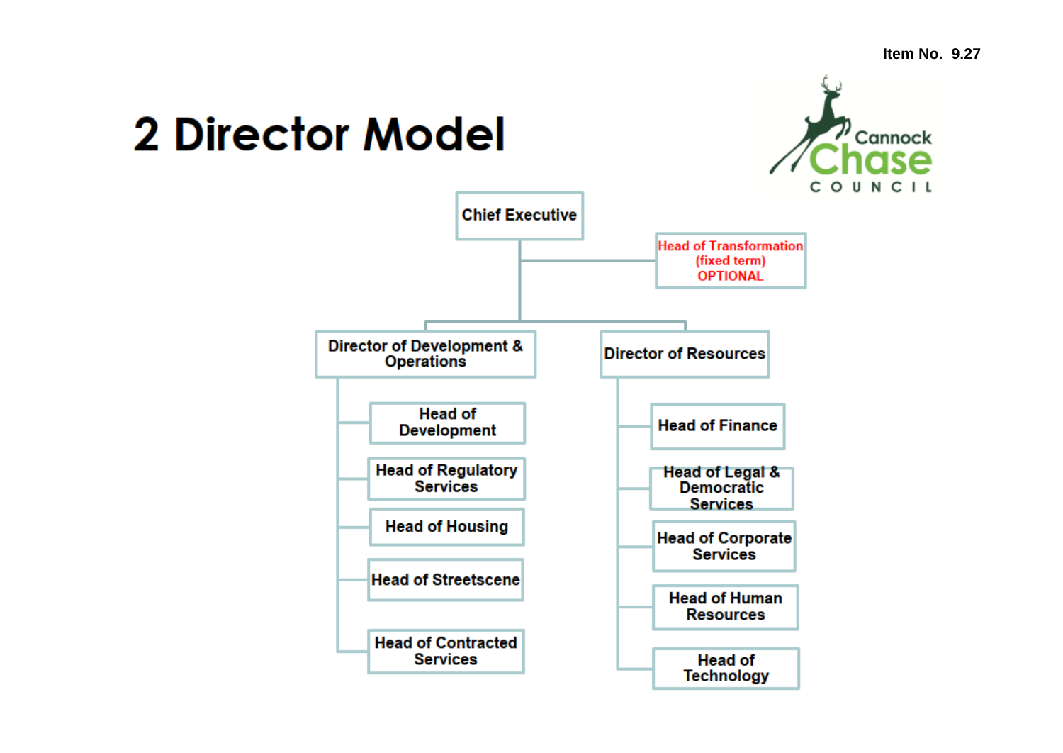Item No. 9.27

# 2 Director Model

Cannock Chase COUNCIL

- **Chief Executive**
  - Head of Transformation (fixed term) OPTIONAL
  - **Director of Development & Operations**
    - Head of Development
    - Head of Regulatory Services
    - Head of Housing
    - Head of Streetscene
    - Head of Contracted Services
  - **Director of Resources**
    - Head of Finance
    - Head of Legal & Democratic Services
    - Head of Corporate Services
    - Head of Human Resources
    - Head of Technology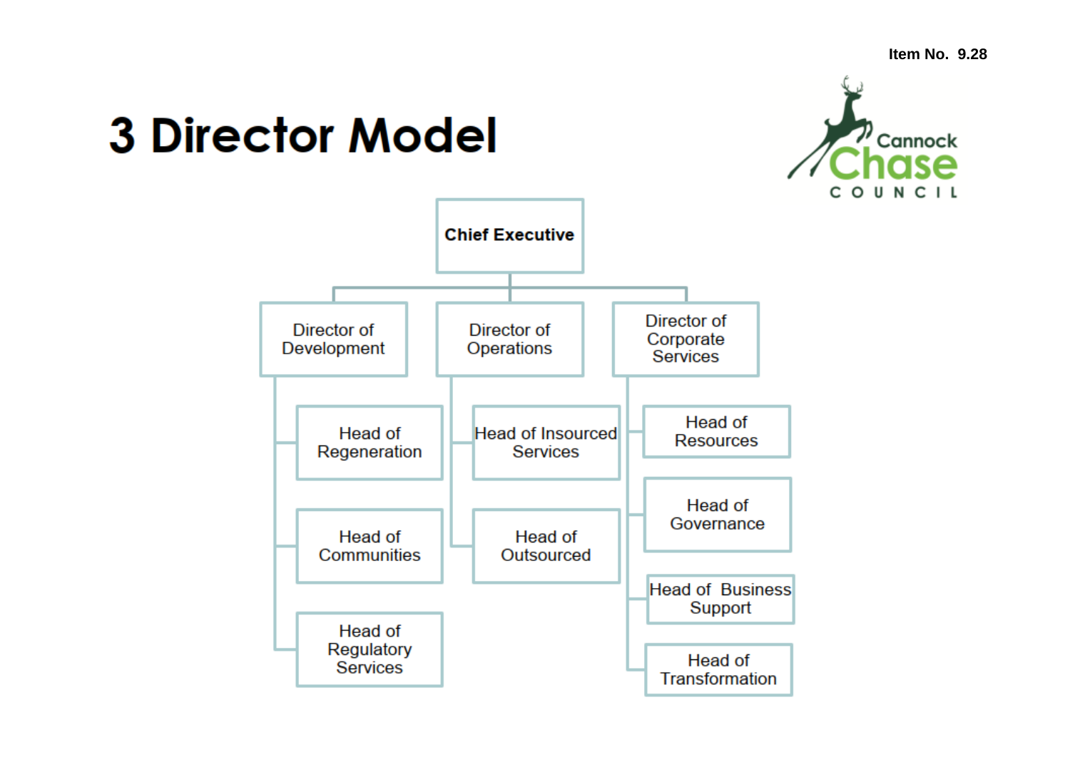Item No. 9.28

# 3 Director Model

- **Chief Executive**
  - Director of Development
    - Head of Regeneration
    - Head of Communities
    - Head of Regulatory Services
  - Director of Operations
    - Head of Insourced Services
    - Head of Outsourced
  - Director of Corporate Services
    - Head of Resources
    - Head of Governance
    - Head of Business Support
    - Head of Transformation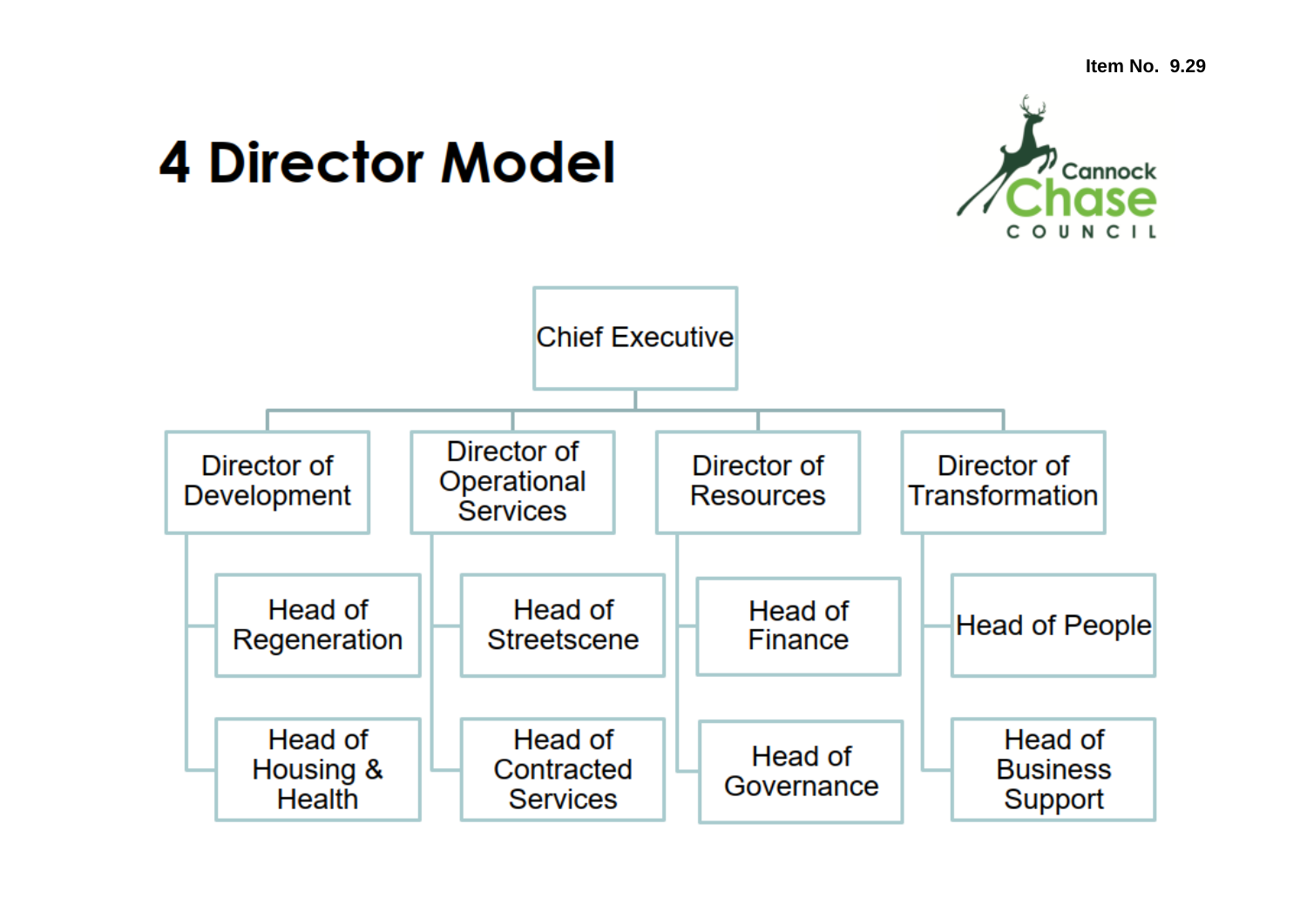Item No. 9.29

# 4 Director Model

Cannock Chase COUNCIL

Chief Executive

Director of Development
- Head of Regeneration
- Head of Housing & Health

Director of Operational Services
- Head of Streetscene
- Head of Contracted Services

Director of Resources
- Head of Finance
- Head of Governance

Director of Transformation
- Head of People
- Head of Business Support